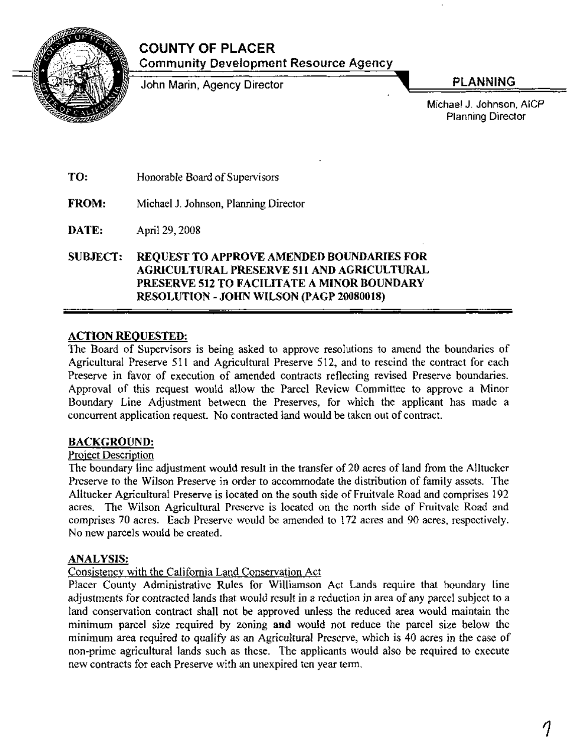# COUNTY OF PLACER

**Community Development Resource Agency**

John Marin, Agency Director

**PLANNING**

Michael J. Johnson, AICP
Planning Director

**TO:** Honorable Board of Supervisors

**FROM:** Michael J. Johnson, Planning Director

**DATE:** April 29, 2008

**SUBJECT: REQUEST TO APPROVE AMENDED BOUNDARIES FOR AGRICULTURAL PRESERVE 511 AND AGRICULTURAL PRESERVE 512 TO FACILITATE A MINOR BOUNDARY RESOLUTION - JOHN WILSON (PAGP 20080018)**

## ACTION REQUESTED:

The Board of Supervisors is being asked to approve resolutions to amend the boundaries of Agricultural Preserve 511 and Agricultural Preserve 512, and to rescind the contract for each Preserve in favor of execution of amended contracts reflecting revised Preserve boundaries. Approval of this request would allow the Parcel Review Committee to approve a Minor Boundary Line Adjustment between the Preserves, for which the applicant has made a concurrent application request. No contracted land would be taken out of contract.

## BACKGROUND:

### Project Description

The boundary line adjustment would result in the transfer of 20 acres of land from the Alltucker Preserve to the Wilson Preserve in order to accommodate the distribution of family assets. The Alltucker Agricultural Preserve is located on the south side of Fruitvale Road and comprises 192 acres. The Wilson Agricultural Preserve is located on the north side of Fruitvale Road and comprises 70 acres. Each Preserve would be amended to 172 acres and 90 acres, respectively. No new parcels would be created.

## ANALYSIS:

### Consistency with the California Land Conservation Act

Placer County Administrative Rules for Williamson Act Lands require that boundary line adjustments for contracted lands that would result in a reduction in area of any parcel subject to a land conservation contract shall not be approved unless the reduced area would maintain the minimum parcel size required by zoning **and** would not reduce the parcel size below the minimum area required to qualify as an Agricultural Preserve, which is 40 acres in the case of non-prime agricultural lands such as these. The applicants would also be required to execute new contracts for each Preserve with an unexpired ten year term.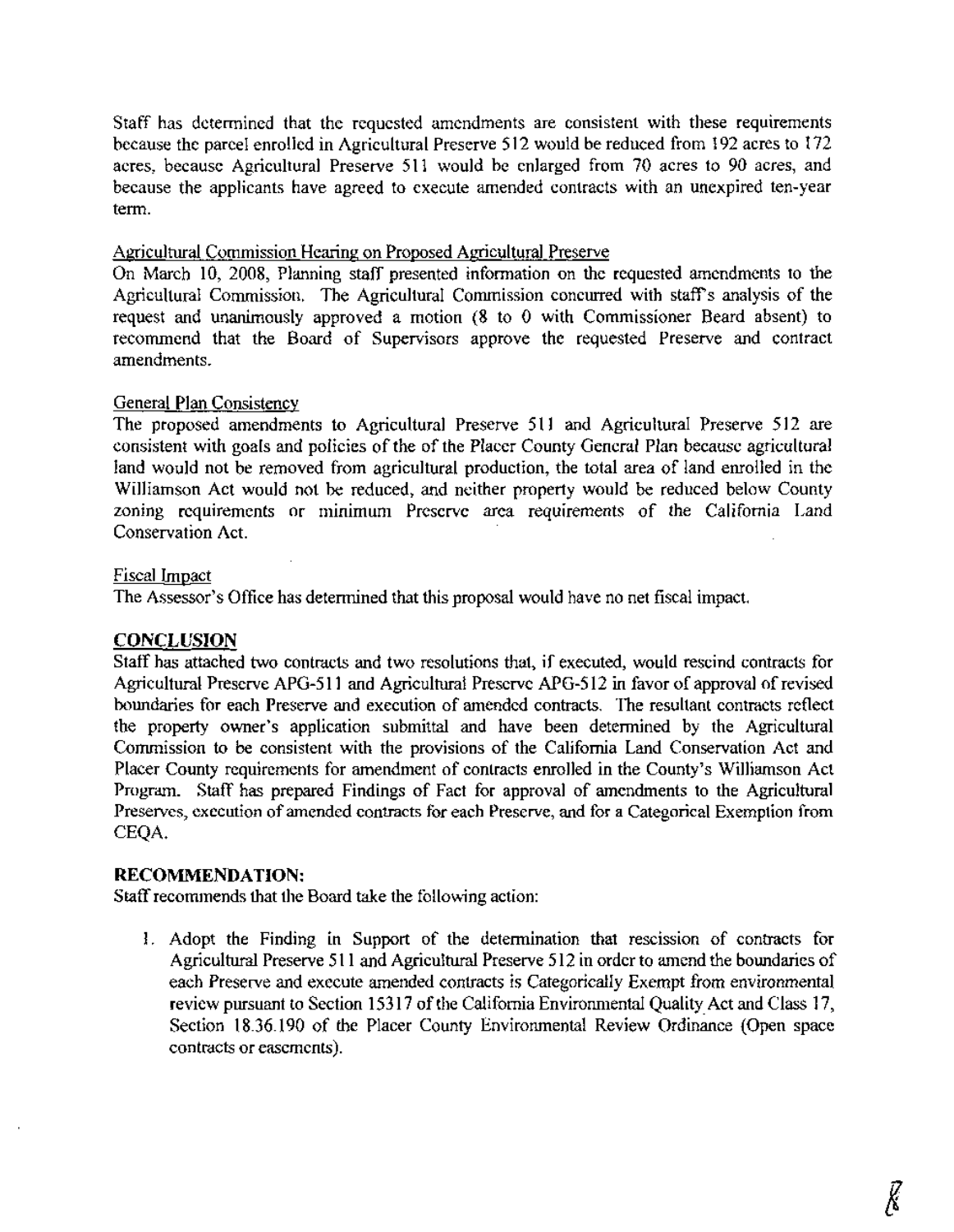Staff has determined that the requested amendments are consistent with these requirements because the parcel enrolled in Agricultural Preserve 512 would be reduced from 192 acres to 172 acres, because Agricultural Preserve 511 would be enlarged from 70 acres to 90 acres, and because the applicants have agreed to execute amended contracts with an unexpired ten-year term.

Agricultural Commission Hearing on Proposed Agricultural Preserve

On March 10, 2008, Planning staff presented information on the requested amendments to the Agricultural Commission. The Agricultural Commission concurred with staff's analysis of the request and unanimously approved a motion (8 to 0 with Commissioner Beard absent) to recommend that the Board of Supervisors approve the requested Preserve and contract amendments.

General Plan Consistency

The proposed amendments to Agricultural Preserve 511 and Agricultural Preserve 512 are consistent with goals and policies of the of the Placer County General Plan because agricultural land would not be removed from agricultural production, the total area of land enrolled in the Williamson Act would not be reduced, and neither property would be reduced below County zoning requirements or minimum Preserve area requirements of the California Land Conservation Act.

Fiscal Impact

The Assessor's Office has determined that this proposal would have no net fiscal impact.

## CONCLUSION

Staff has attached two contracts and two resolutions that, if executed, would rescind contracts for Agricultural Preserve APG-511 and Agricultural Preserve APG-512 in favor of approval of revised boundaries for each Preserve and execution of amended contracts. The resultant contracts reflect the property owner's application submittal and have been determined by the Agricultural Commission to be consistent with the provisions of the California Land Conservation Act and Placer County requirements for amendment of contracts enrolled in the County's Williamson Act Program. Staff has prepared Findings of Fact for approval of amendments to the Agricultural Preserves, execution of amended contracts for each Preserve, and for a Categorical Exemption from CEQA.

## RECOMMENDATION:

Staff recommends that the Board take the following action:

1. Adopt the Finding in Support of the determination that rescission of contracts for Agricultural Preserve 511 and Agricultural Preserve 512 in order to amend the boundaries of each Preserve and execute amended contracts is Categorically Exempt from environmental review pursuant to Section 15317 of the California Environmental Quality Act and Class 17, Section 18.36.190 of the Placer County Environmental Review Ordinance (Open space contracts or easements).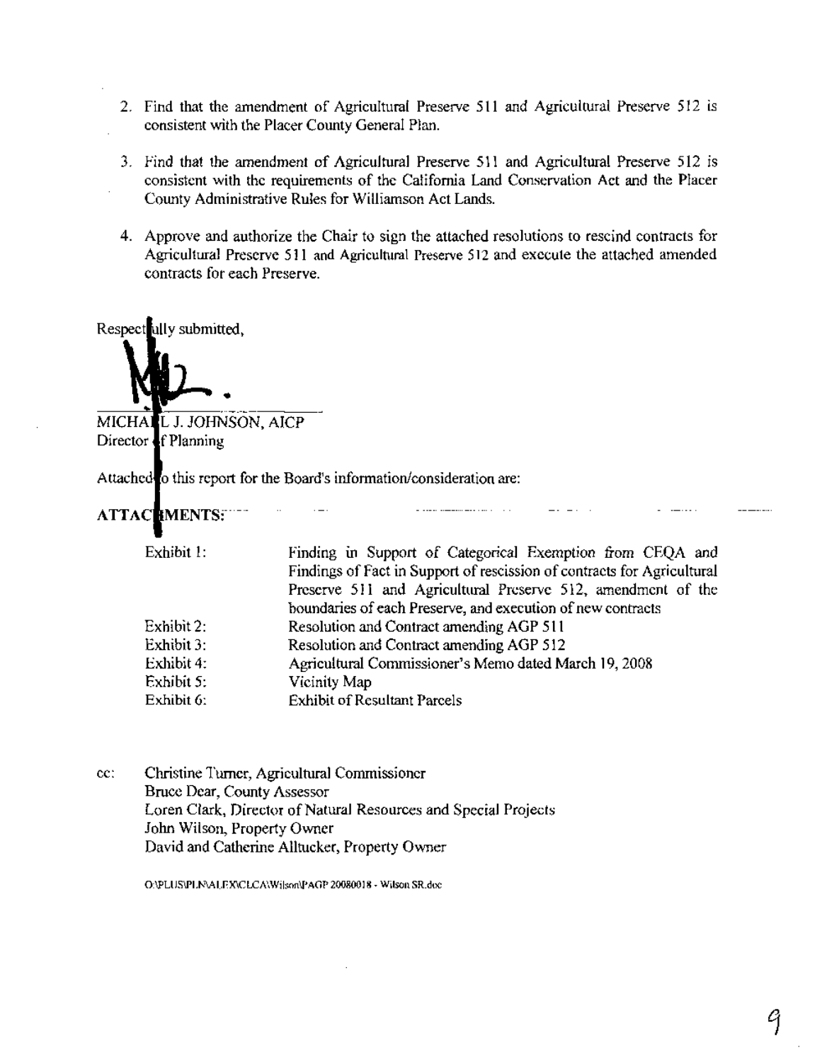2. Find that the amendment of Agricultural Preserve 511 and Agricultural Preserve 512 is consistent with the Placer County General Plan.

3. Find that the amendment of Agricultural Preserve 511 and Agricultural Preserve 512 is consistent with the requirements of the California Land Conservation Act and the Placer County Administrative Rules for Williamson Act Lands.

4. Approve and authorize the Chair to sign the attached resolutions to rescind contracts for Agricultural Preserve 511 and Agricultural Preserve 512 and execute the attached amended contracts for each Preserve.

Respectfully submitted,

MICHAEL J. JOHNSON, AICP
Director of Planning

Attached to this report for the Board's information/consideration are:

**ATTACHMENTS:**

| | |
|---|---|
| Exhibit 1: | Finding in Support of Categorical Exemption from CEQA and Findings of Fact in Support of rescission of contracts for Agricultural Preserve 511 and Agricultural Preserve 512, amendment of the boundaries of each Preserve, and execution of new contracts |
| Exhibit 2: | Resolution and Contract amending AGP 511 |
| Exhibit 3: | Resolution and Contract amending AGP 512 |
| Exhibit 4: | Agricultural Commissioner's Memo dated March 19, 2008 |
| Exhibit 5: | Vicinity Map |
| Exhibit 6: | Exhibit of Resultant Parcels |

cc: Christine Turner, Agricultural Commissioner
Bruce Dear, County Assessor
Loren Clark, Director of Natural Resources and Special Projects
John Wilson, Property Owner
David and Catherine Alltucker, Property Owner

O:\PLUS\PLN\ALEX\CLCA\Wilson\PAGP 20080018 - Wilson SR.doc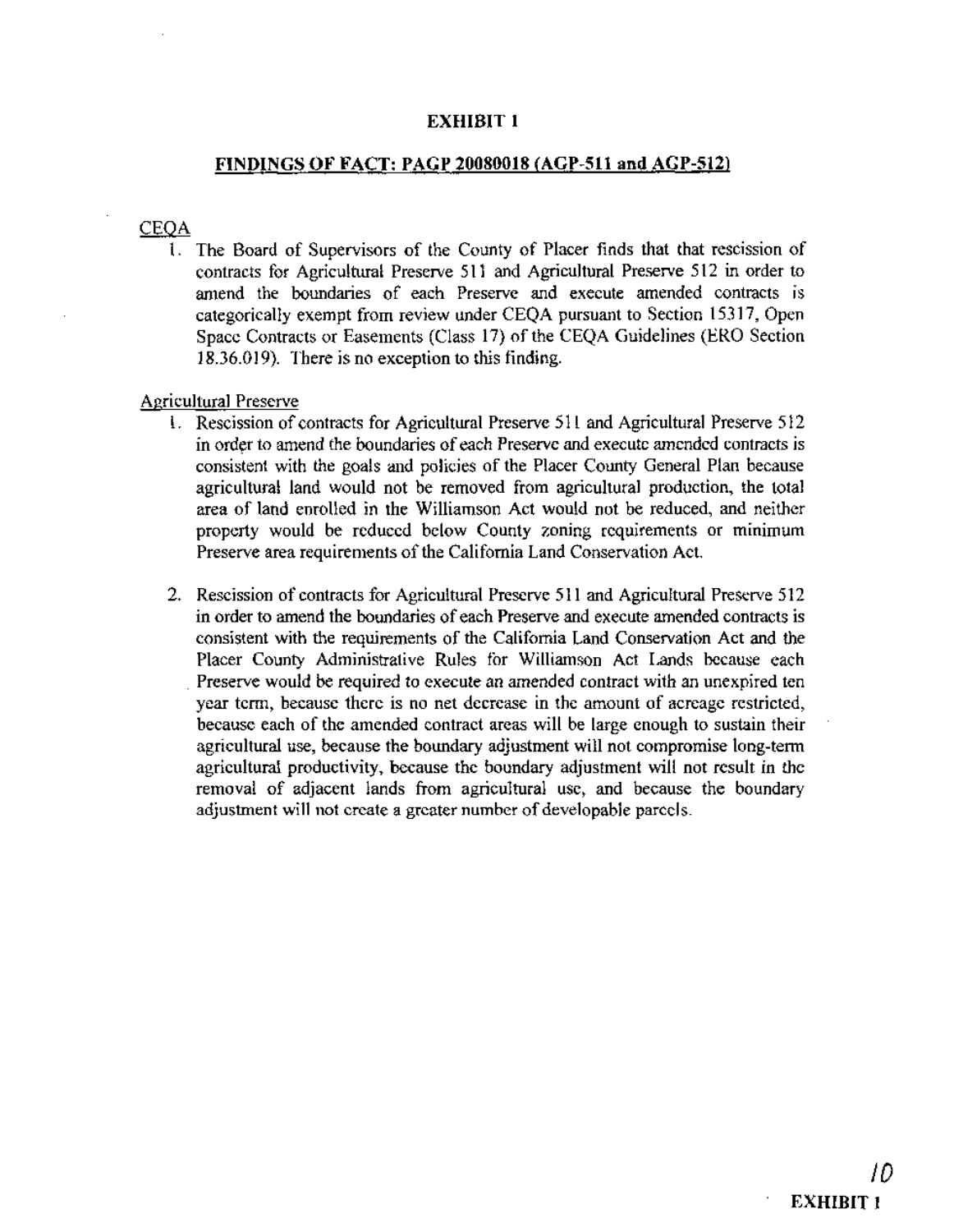# EXHIBIT 1

## FINDINGS OF FACT: PAGP 20080018 (AGP-511 and AGP-512)

CEQA

1. The Board of Supervisors of the County of Placer finds that that rescission of contracts for Agricultural Preserve 511 and Agricultural Preserve 512 in order to amend the boundaries of each Preserve and execute amended contracts is categorically exempt from review under CEQA pursuant to Section 15317, Open Space Contracts or Easements (Class 17) of the CEQA Guidelines (ERO Section 18.36.019). There is no exception to this finding.

Agricultural Preserve

1. Rescission of contracts for Agricultural Preserve 511 and Agricultural Preserve 512 in order to amend the boundaries of each Preserve and execute amended contracts is consistent with the goals and policies of the Placer County General Plan because agricultural land would not be removed from agricultural production, the total area of land enrolled in the Williamson Act would not be reduced, and neither property would be reduced below County zoning requirements or minimum Preserve area requirements of the California Land Conservation Act.

2. Rescission of contracts for Agricultural Preserve 511 and Agricultural Preserve 512 in order to amend the boundaries of each Preserve and execute amended contracts is consistent with the requirements of the California Land Conservation Act and the Placer County Administrative Rules for Williamson Act Lands because each Preserve would be required to execute an amended contract with an unexpired ten year term, because there is no net decrease in the amount of acreage restricted, because each of the amended contract areas will be large enough to sustain their agricultural use, because the boundary adjustment will not compromise long-term agricultural productivity, because the boundary adjustment will not result in the removal of adjacent lands from agricultural use, and because the boundary adjustment will not create a greater number of developable parcels.

EXHIBIT 1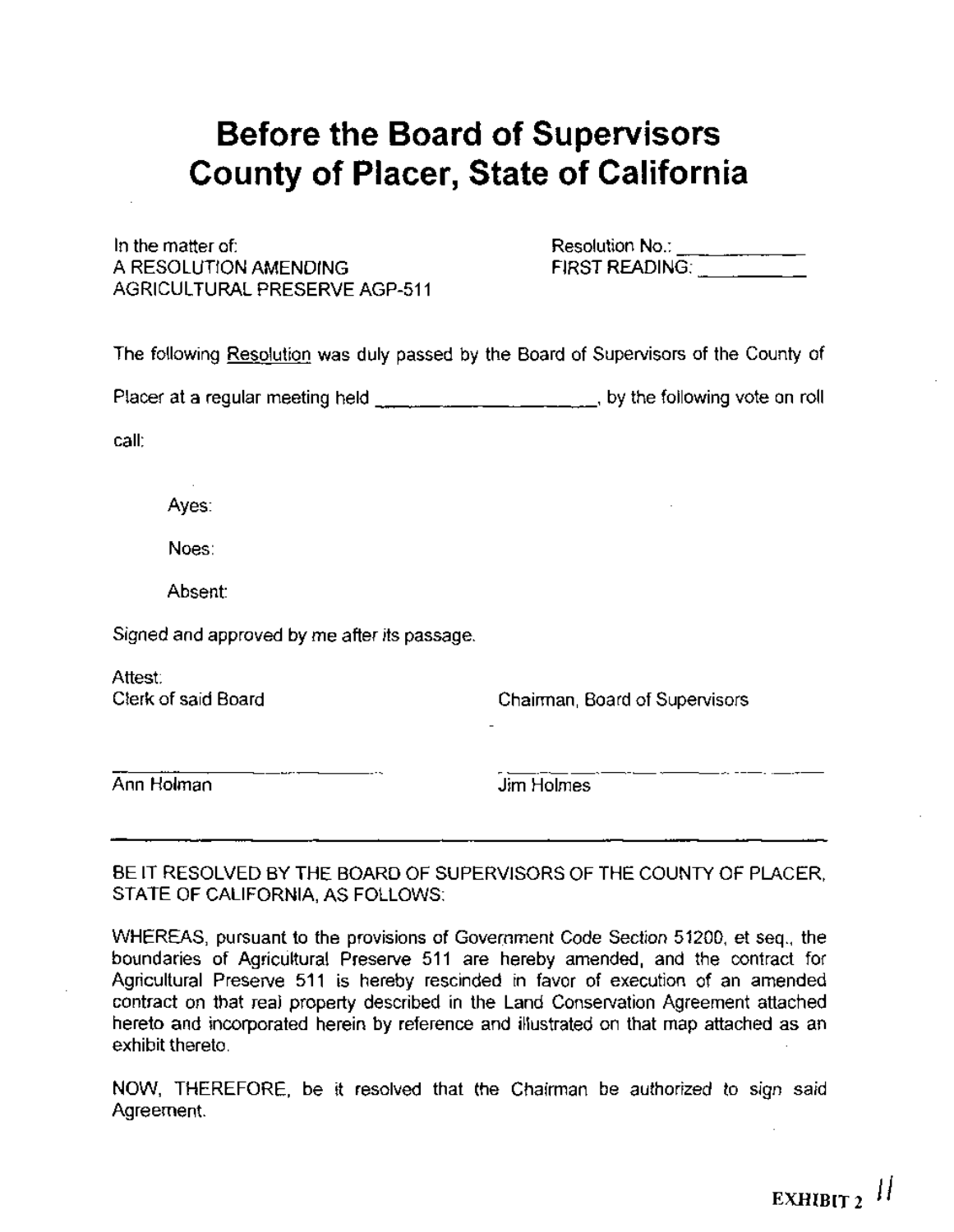# Before the Board of Supervisors
# County of Placer, State of California

In the matter of:
A RESOLUTION AMENDING
AGRICULTURAL PRESERVE AGP-511

Resolution No.: ___________
FIRST READING: __________

The following Resolution was duly passed by the Board of Supervisors of the County of Placer at a regular meeting held ____________________, by the following vote on roll call:

Ayes:

Noes:

Absent:

Signed and approved by me after its passage.

Attest:
Clerk of said Board

Chairman, Board of Supervisors

_______________________
Ann Holman

_______________________
Jim Holmes

---

BE IT RESOLVED BY THE BOARD OF SUPERVISORS OF THE COUNTY OF PLACER, STATE OF CALIFORNIA, AS FOLLOWS:

WHEREAS, pursuant to the provisions of Government Code Section 51200, et seq., the boundaries of Agricultural Preserve 511 are hereby amended, and the contract for Agricultural Preserve 511 is hereby rescinded in favor of execution of an amended contract on that real property described in the Land Conservation Agreement attached hereto and incorporated herein by reference and illustrated on that map attached as an exhibit thereto.

NOW, THEREFORE, be it resolved that the Chairman be authorized to sign said Agreement.

EXHIBIT 2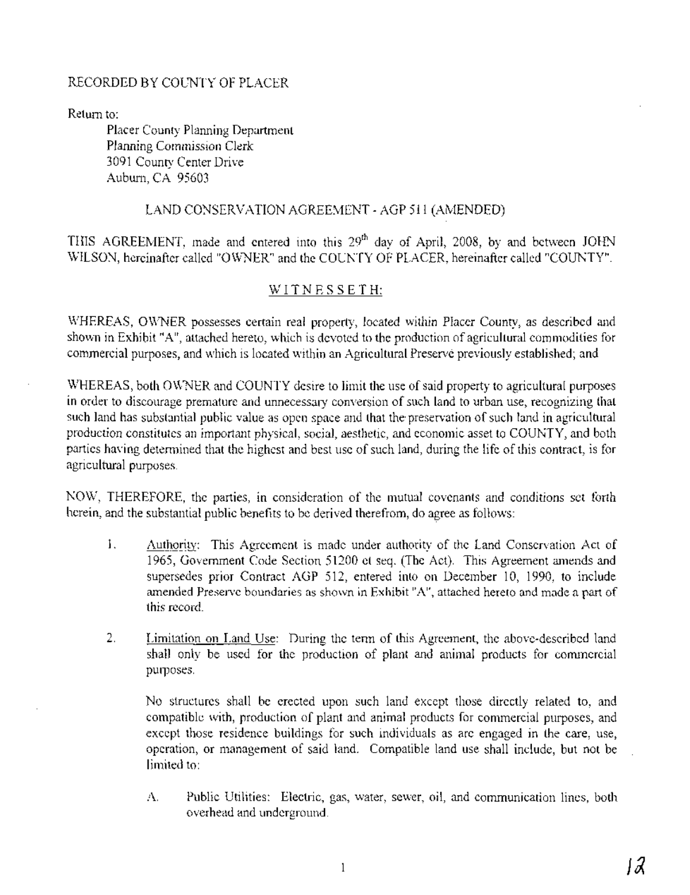RECORDED BY COUNTY OF PLACER

Return to:

Placer County Planning Department
Planning Commission Clerk
3091 County Center Drive
Auburn, CA 95603

## LAND CONSERVATION AGREEMENT - AGP 511 (AMENDED)

THIS AGREEMENT, made and entered into this 29th day of April, 2008, by and between JOHN WILSON, hereinafter called "OWNER" and the COUNTY OF PLACER, hereinafter called "COUNTY".

WITNESSETH:

WHEREAS, OWNER possesses certain real property, located within Placer County, as described and shown in Exhibit "A", attached hereto, which is devoted to the production of agricultural commodities for commercial purposes, and which is located within an Agricultural Preserve previously established; and

WHEREAS, both OWNER and COUNTY desire to limit the use of said property to agricultural purposes in order to discourage premature and unnecessary conversion of such land to urban use, recognizing that such land has substantial public value as open space and that the preservation of such land in agricultural production constitutes an important physical, social, aesthetic, and economic asset to COUNTY, and both parties having determined that the highest and best use of such land, during the life of this contract, is for agricultural purposes.

NOW, THEREFORE, the parties, in consideration of the mutual covenants and conditions set forth herein, and the substantial public benefits to be derived therefrom, do agree as follows:

1. Authority: This Agreement is made under authority of the Land Conservation Act of 1965, Government Code Section 51200 et seq. (The Act). This Agreement amends and supersedes prior Contract AGP 512, entered into on December 10, 1990, to include amended Preserve boundaries as shown in Exhibit "A", attached hereto and made a part of this record.

2. Limitation on Land Use: During the term of this Agreement, the above-described land shall only be used for the production of plant and animal products for commercial purposes.

   No structures shall be erected upon such land except those directly related to, and compatible with, production of plant and animal products for commercial purposes, and except those residence buildings for such individuals as are engaged in the care, use, operation, or management of said land. Compatible land use shall include, but not be limited to:

   A. Public Utilities: Electric, gas, water, sewer, oil, and communication lines, both overhead and underground.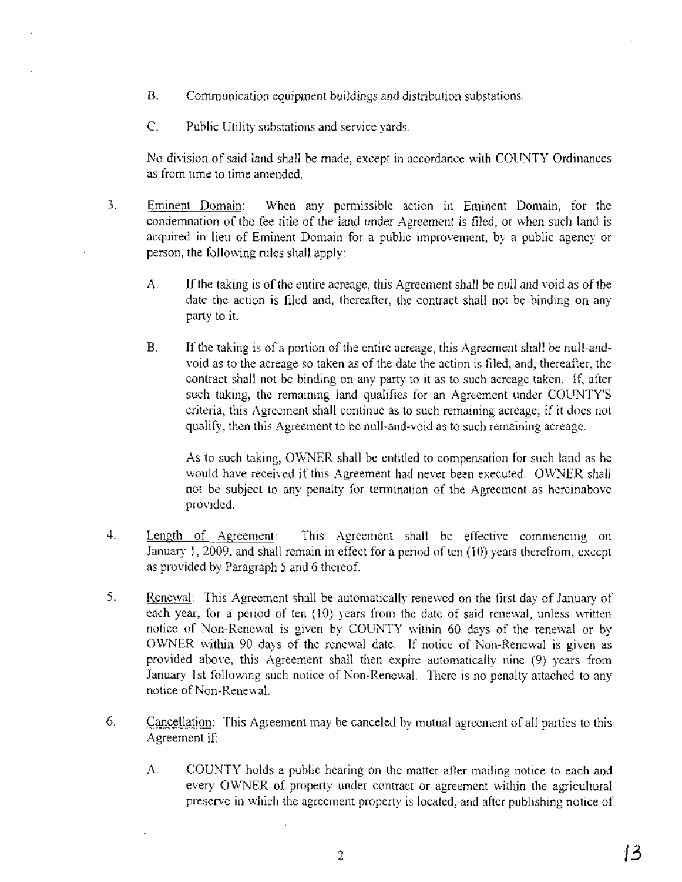B. Communication equipment buildings and distribution substations.

C. Public Utility substations and service yards.

No division of said land shall be made, except in accordance with COUNTY Ordinances as from time to time amended.

3. Eminent Domain: When any permissible action in Eminent Domain, for the condemnation of the fee title of the land under Agreement is filed, or when such land is acquired in lieu of Eminent Domain for a public improvement, by a public agency or person, the following rules shall apply:

   A. If the taking is of the entire acreage, this Agreement shall be null and void as of the date the action is filed and, thereafter, the contract shall not be binding on any party to it.

   B. If the taking is of a portion of the entire acreage, this Agreement shall be null-and-void as to the acreage so taken as of the date the action is filed, and, thereafter, the contract shall not be binding on any party to it as to such acreage taken. If, after such taking, the remaining land qualifies for an Agreement under COUNTY'S criteria, this Agreement shall continue as to such remaining acreage; if it does not qualify, then this Agreement to be null-and-void as to such remaining acreage.

   As to such taking, OWNER shall be entitled to compensation for such land as he would have received if this Agreement had never been executed. OWNER shall not be subject to any penalty for termination of the Agreement as hereinabove provided.

4. Length of Agreement: This Agreement shall be effective commencing on January 1, 2009, and shall remain in effect for a period of ten (10) years therefrom, except as provided by Paragraph 5 and 6 thereof.

5. Renewal: This Agreement shall be automatically renewed on the first day of January of each year, for a period of ten (10) years from the date of said renewal, unless written notice of Non-Renewal is given by COUNTY within 60 days of the renewal or by OWNER within 90 days of the renewal date. If notice of Non-Renewal is given as provided above, this Agreement shall then expire automatically nine (9) years from January 1st following such notice of Non-Renewal. There is no penalty attached to any notice of Non-Renewal.

6. Cancellation: This Agreement may be canceled by mutual agreement of all parties to this Agreement if:

   A. COUNTY holds a public hearing on the matter after mailing notice to each and every OWNER of property under contract or agreement within the agricultural preserve in which the agreement property is located, and after publishing notice of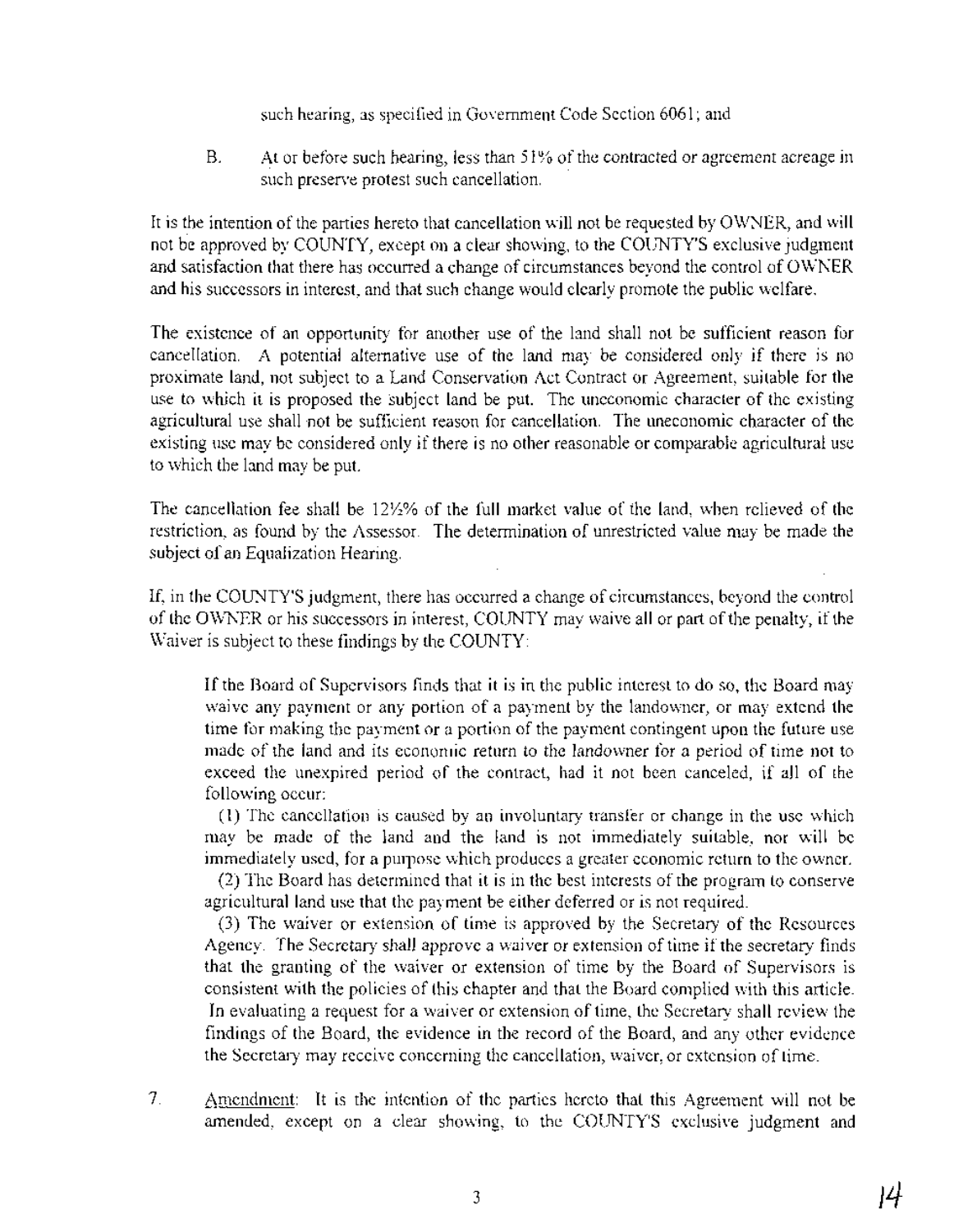such hearing, as specified in Government Code Section 6061; and

B. At or before such hearing, less than 51% of the contracted or agreement acreage in such preserve protest such cancellation.

It is the intention of the parties hereto that cancellation will not be requested by OWNER, and will not be approved by COUNTY, except on a clear showing, to the COUNTY'S exclusive judgment and satisfaction that there has occurred a change of circumstances beyond the control of OWNER and his successors in interest, and that such change would clearly promote the public welfare.

The existence of an opportunity for another use of the land shall not be sufficient reason for cancellation. A potential alternative use of the land may be considered only if there is no proximate land, not subject to a Land Conservation Act Contract or Agreement, suitable for the use to which it is proposed the subject land be put. The uneconomic character of the existing agricultural use shall not be sufficient reason for cancellation. The uneconomic character of the existing use may be considered only if there is no other reasonable or comparable agricultural use to which the land may be put.

The cancellation fee shall be 12½% of the full market value of the land, when relieved of the restriction, as found by the Assessor. The determination of unrestricted value may be made the subject of an Equalization Hearing.

If, in the COUNTY'S judgment, there has occurred a change of circumstances, beyond the control of the OWNER or his successors in interest, COUNTY may waive all or part of the penalty, if the Waiver is subject to these findings by the COUNTY:

> If the Board of Supervisors finds that it is in the public interest to do so, the Board may waive any payment or any portion of a payment by the landowner, or may extend the time for making the payment or a portion of the payment contingent upon the future use made of the land and its economic return to the landowner for a period of time not to exceed the unexpired period of the contract, had it not been canceled, if all of the following occur:
>
> (1) The cancellation is caused by an involuntary transfer or change in the use which may be made of the land and the land is not immediately suitable, nor will be immediately used, for a purpose which produces a greater economic return to the owner.
>
> (2) The Board has determined that it is in the best interests of the program to conserve agricultural land use that the payment be either deferred or is not required.
>
> (3) The waiver or extension of time is approved by the Secretary of the Resources Agency. The Secretary shall approve a waiver or extension of time if the secretary finds that the granting of the waiver or extension of time by the Board of Supervisors is consistent with the policies of this chapter and that the Board complied with this article. In evaluating a request for a waiver or extension of time, the Secretary shall review the findings of the Board, the evidence in the record of the Board, and any other evidence the Secretary may receive concerning the cancellation, waiver, or extension of time.

7. Amendment: It is the intention of the parties hereto that this Agreement will not be amended, except on a clear showing, to the COUNTY'S exclusive judgment and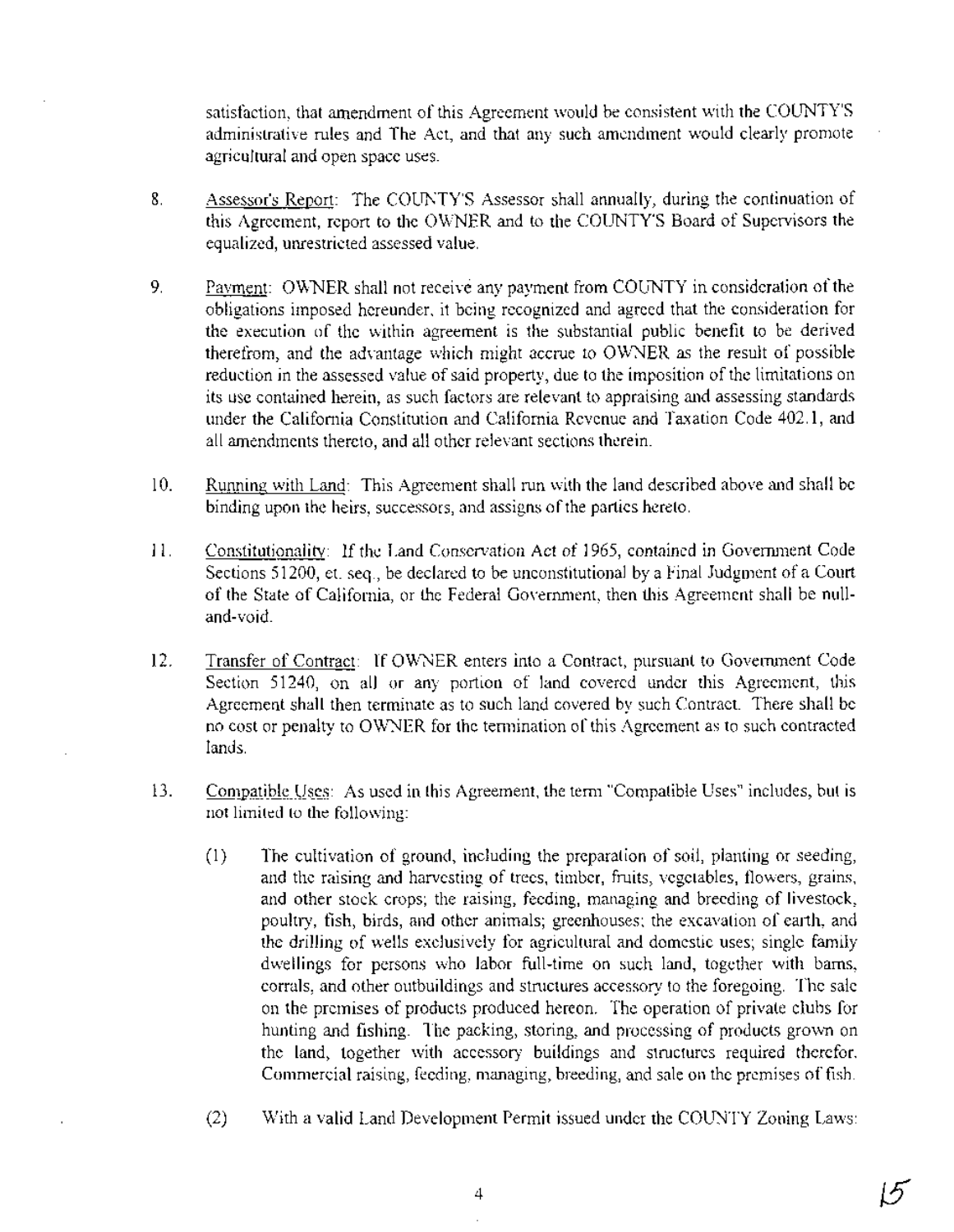satisfaction, that amendment of this Agreement would be consistent with the COUNTY'S administrative rules and The Act, and that any such amendment would clearly promote agricultural and open space uses.

8. Assessor's Report: The COUNTY'S Assessor shall annually, during the continuation of this Agreement, report to the OWNER and to the COUNTY'S Board of Supervisors the equalized, unrestricted assessed value.

9. Payment: OWNER shall not receive any payment from COUNTY in consideration of the obligations imposed hereunder, it being recognized and agreed that the consideration for the execution of the within agreement is the substantial public benefit to be derived therefrom, and the advantage which might accrue to OWNER as the result of possible reduction in the assessed value of said property, due to the imposition of the limitations on its use contained herein, as such factors are relevant to appraising and assessing standards under the California Constitution and California Revenue and Taxation Code 402.1, and all amendments thereto, and all other relevant sections therein.

10. Running with Land: This Agreement shall run with the land described above and shall be binding upon the heirs, successors, and assigns of the parties hereto.

11. Constitutionality: If the Land Conservation Act of 1965, contained in Government Code Sections 51200, et. seq., be declared to be unconstitutional by a Final Judgment of a Court of the State of California, or the Federal Government, then this Agreement shall be null-and-void.

12. Transfer of Contract: If OWNER enters into a Contract, pursuant to Government Code Section 51240, on all or any portion of land covered under this Agreement, this Agreement shall then terminate as to such land covered by such Contract. There shall be no cost or penalty to OWNER for the termination of this Agreement as to such contracted lands.

13. Compatible Uses: As used in this Agreement, the term "Compatible Uses" includes, but is not limited to the following:

    (1) The cultivation of ground, including the preparation of soil, planting or seeding, and the raising and harvesting of trees, timber, fruits, vegetables, flowers, grains, and other stock crops; the raising, feeding, managing and breeding of livestock, poultry, fish, birds, and other animals; greenhouses; the excavation of earth, and the drilling of wells exclusively for agricultural and domestic uses; single family dwellings for persons who labor full-time on such land, together with barns, corrals, and other outbuildings and structures accessory to the foregoing. The sale on the premises of products produced hereon. The operation of private clubs for hunting and fishing. The packing, storing, and processing of products grown on the land, together with accessory buildings and structures required therefor. Commercial raising, feeding, managing, breeding, and sale on the premises of fish.

    (2) With a valid Land Development Permit issued under the COUNTY Zoning Laws: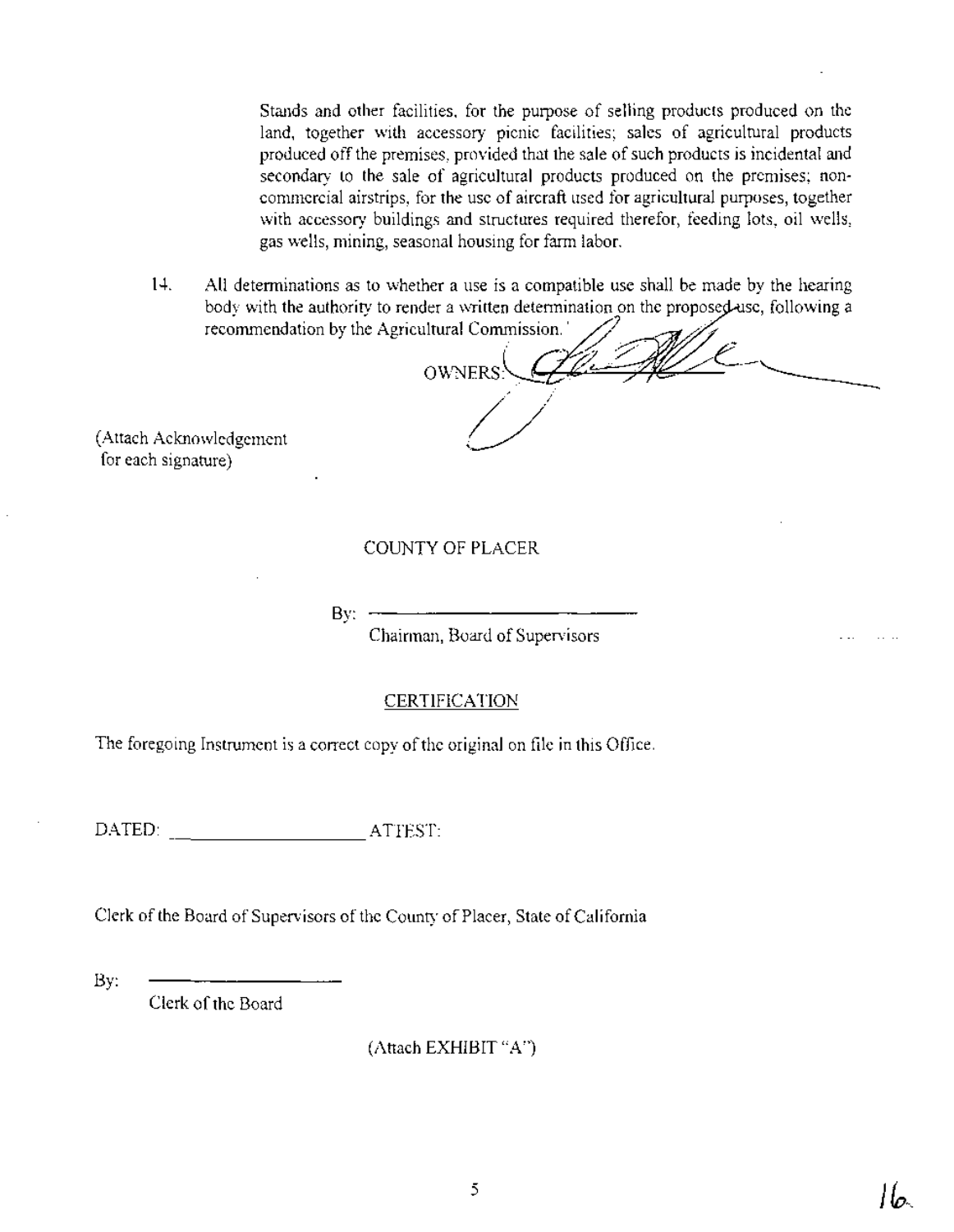Stands and other facilities, for the purpose of selling products produced on the land, together with accessory picnic facilities; sales of agricultural products produced off the premises, provided that the sale of such products is incidental and secondary to the sale of agricultural products produced on the premises; non-commercial airstrips, for the use of aircraft used for agricultural purposes, together with accessory buildings and structures required therefor, feeding lots, oil wells, gas wells, mining, seasonal housing for farm labor.

14. All determinations as to whether a use is a compatible use shall be made by the hearing body with the authority to render a written determination on the proposed use, following a recommendation by the Agricultural Commission.

OWNERS: ______________________

(Attach Acknowledgement for each signature)

COUNTY OF PLACER

By: ______________________

Chairman, Board of Supervisors

CERTIFICATION

The foregoing Instrument is a correct copy of the original on file in this Office.

DATED: ____________________ ATTEST:

Clerk of the Board of Supervisors of the County of Placer, State of California

By: ____________________

Clerk of the Board

(Attach EXHIBIT "A")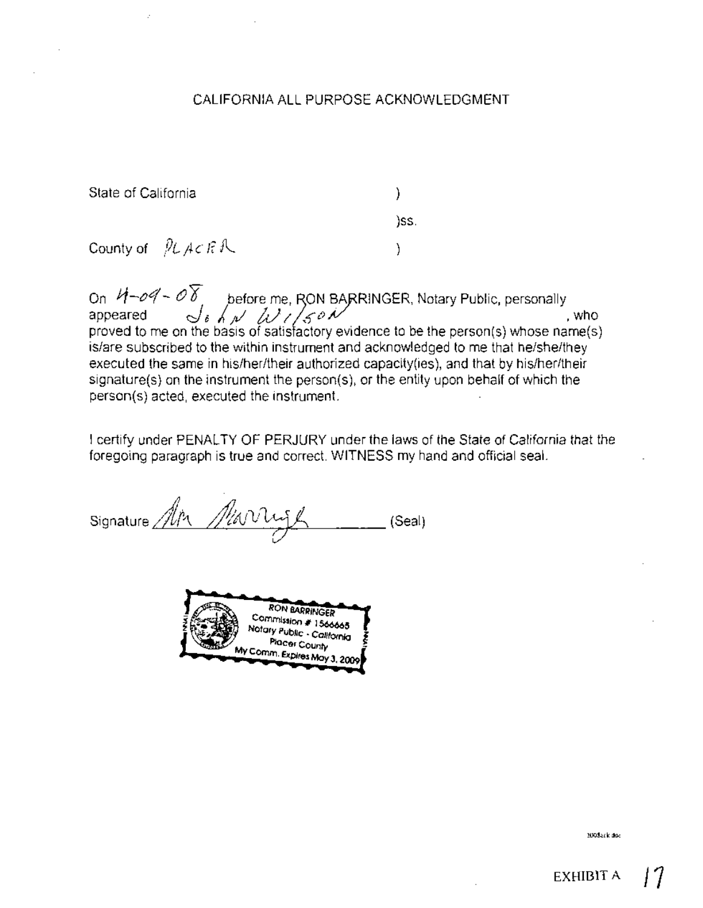# CALIFORNIA ALL PURPOSE ACKNOWLEDGMENT

State of California )

)ss.

County of PLACER )

On 4-09-08 before me, RON BARRINGER, Notary Public, personally appeared John Wilson, who proved to me on the basis of satisfactory evidence to be the person(s) whose name(s) is/are subscribed to the within instrument and acknowledged to me that he/she/they executed the same in his/her/their authorized capacity(ies), and that by his/her/their signature(s) on the instrument the person(s), or the entity upon behalf of which the person(s) acted, executed the instrument.

I certify under PENALTY OF PERJURY under the laws of the State of California that the foregoing paragraph is true and correct. WITNESS my hand and official seal.

Signature Ron Barringer (Seal)

RON BARRINGER
Commission # 1566665
Notary Public - California
Placer County
My Comm. Expires May 3, 2009

EXHIBIT A 17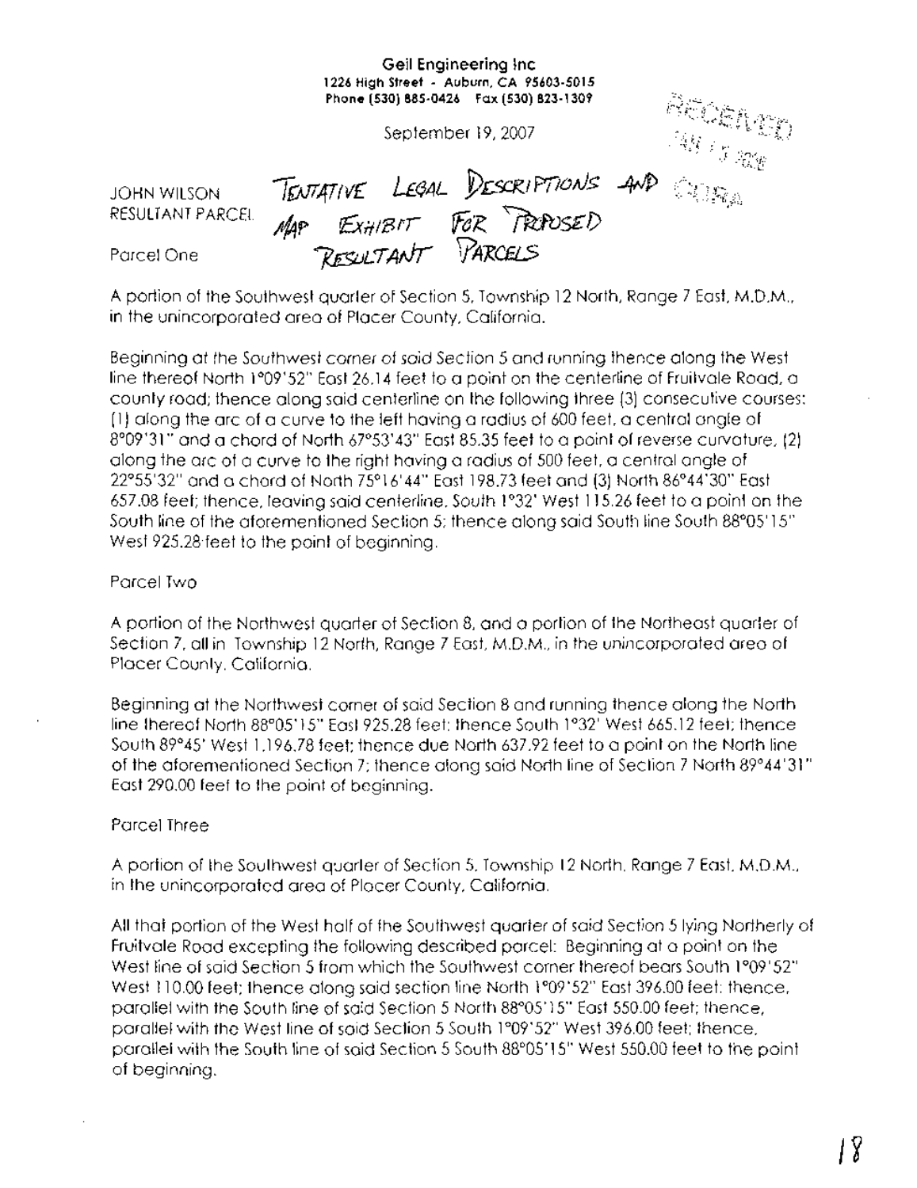**Geil Engineering Inc**
**1226 High Street - Auburn, CA 95603-5015**
**Phone (530) 885-0426 Fax (530) 823-1309**

September 19, 2007

RECEIVED

JOHN WILSON
RESULTANT PARCEL

TENTATIVE LEGAL DESCRIPTIONS AND COORA MAP EXHIBIT FOR PROPOSED RESULTANT PARCELS

Parcel One

A portion of the Southwest quarter of Section 5, Township 12 North, Range 7 East, M.D.M., in the unincorporated area of Placer County, California.

Beginning at the Southwest corner of said Section 5 and running thence along the West line thereof North 1°09'52" East 26.14 feet to a point on the centerline of Fruitvale Road, a county road; thence along said centerline on the following three (3) consecutive courses: (1) along the arc of a curve to the left having a radius of 600 feet, a central angle of 8°09'31" and a chord of North 67°53'43" East 85.35 feet to a point of reverse curvature, (2) along the arc of a curve to the right having a radius of 500 feet, a central angle of 22°55'32" and a chord of North 75°16'44" East 198.73 feet and (3) North 86°44'30" East 657.08 feet; thence, leaving said centerline, South 1°32' West 115.26 feet to a point on the South line of the aforementioned Section 5; thence along said South line South 88°05'15" West 925.28 feet to the point of beginning.

Parcel Two

A portion of the Northwest quarter of Section 8, and a portion of the Northeast quarter of Section 7, all in Township 12 North, Range 7 East, M.D.M., in the unincorporated area of Placer County, California.

Beginning at the Northwest corner of said Section 8 and running thence along the North line thereof North 88°05'15" East 925.28 feet; thence South 1°32' West 665.12 feet; thence South 89°45' West 1,196.78 feet; thence due North 637.92 feet to a point on the North line of the aforementioned Section 7; thence along said North line of Section 7 North 89°44'31" East 290.00 feet to the point of beginning.

Parcel Three

A portion of the Southwest quarter of Section 5, Township 12 North, Range 7 East, M.D.M., in the unincorporated area of Placer County, California.

All that portion of the West half of the Southwest quarter of said Section 5 lying Northerly of Fruitvale Road excepting the following described parcel: Beginning at a point on the West line of said Section 5 from which the Southwest corner thereof bears South 1°09'52" West 110.00 feet; thence along said section line North 1°09'52" East 396.00 feet; thence, parallel with the South line of said Section 5 North 88°05'15" East 550.00 feet; thence, parallel with the West line of said Section 5 South 1°09'52" West 396.00 feet; thence, parallel with the South line of said Section 5 South 88°05'15" West 550.00 feet to the point of beginning.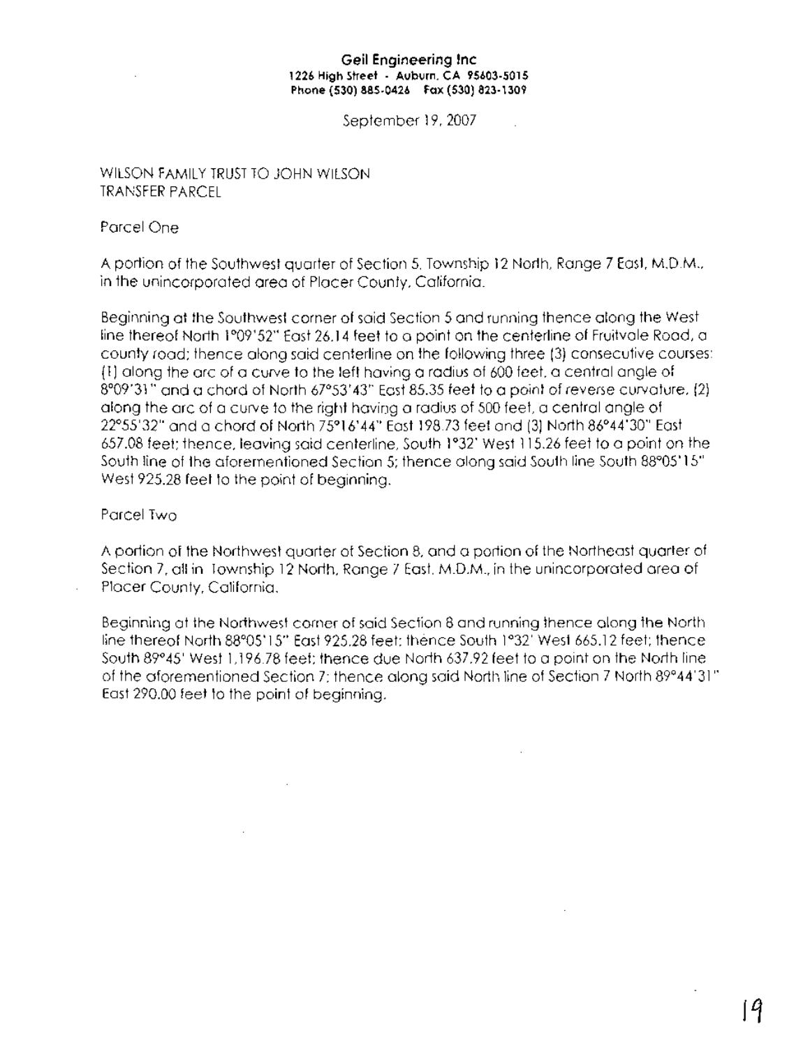**Geil Engineering Inc**
**1226 High Street - Auburn, CA 95603-5015**
**Phone (530) 885-0426 Fax (530) 823-1309**

September 19, 2007

WILSON FAMILY TRUST TO JOHN WILSON
TRANSFER PARCEL

Parcel One

A portion of the Southwest quarter of Section 5, Township 12 North, Range 7 East, M.D.M., in the unincorporated area of Placer County, California.

Beginning at the Southwest corner of said Section 5 and running thence along the West line thereof North 1°09'52" East 26.14 feet to a point on the centerline of Fruitvale Road, a county road; thence along said centerline on the following three (3) consecutive courses: (1) along the arc of a curve to the left having a radius of 600 feet, a central angle of 8°09'31" and a chord of North 67°53'43" East 85.35 feet to a point of reverse curvature, (2) along the arc of a curve to the right having a radius of 500 feet, a central angle of 22°55'32" and a chord of North 75°16'44" East 198.73 feet and (3) North 86°44'30" East 657.08 feet; thence, leaving said centerline, South 1°32' West 115.26 feet to a point on the South line of the aforementioned Section 5; thence along said South line South 88°05'15" West 925.28 feet to the point of beginning.

Parcel Two

A portion of the Northwest quarter of Section 8, and a portion of the Northeast quarter of Section 7, all in Township 12 North, Range 7 East, M.D.M., in the unincorporated area of Placer County, California.

Beginning at the Northwest corner of said Section 8 and running thence along the North line thereof North 88°05'15" East 925.28 feet; thence South 1°32' West 665.12 feet; thence South 89°45' West 1,196.78 feet; thence due North 637.92 feet to a point on the North line of the aforementioned Section 7; thence along said North line of Section 7 North 89°44'31" East 290.00 feet to the point of beginning.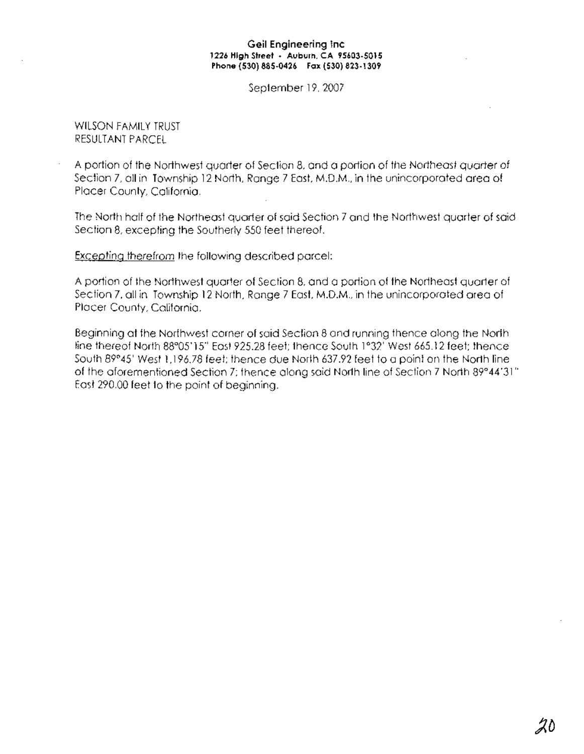**Geil Engineering Inc**
**1226 High Street • Auburn, CA 95603-5015**
**Phone (530) 885-0426 Fax (530) 823-1309**

September 19, 2007

WILSON FAMILY TRUST
RESULTANT PARCEL

A portion of the Northwest quarter of Section 8, and a portion of the Northeast quarter of Section 7, all in Township 12 North, Range 7 East, M.D.M., in the unincorporated area of Placer County, California.

The North half of the Northeast quarter of said Section 7 and the Northwest quarter of said Section 8, excepting the Southerly 550 feet thereof.

<u>Excepting therefrom</u> the following described parcel:

A portion of the Northwest quarter of Section 8, and a portion of the Northeast quarter of Section 7, all in Township 12 North, Range 7 East, M.D.M., in the unincorporated area of Placer County, California.

Beginning at the Northwest corner of said Section 8 and running thence along the North line thereof North 88°05'15" East 925.28 feet; thence South 1°32' West 665.12 feet; thence South 89°45' West 1,196.78 feet; thence due North 637.92 feet to a point on the North line of the aforementioned Section 7; thence along said North line of Section 7 North 89°44'31" East 290.00 feet to the point of beginning.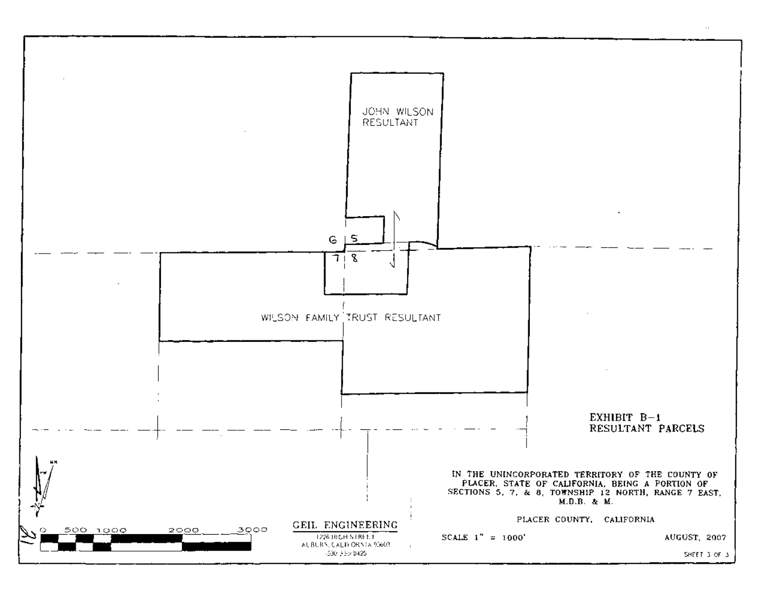JOHN WILSON RESULTANT

6 | 5

7 | 8

WILSON FAMILY TRUST RESULTANT

**EXHIBIT B–1**
**RESULTANT PARCELS**

IN THE UNINCORPORATED TERRITORY OF THE COUNTY OF PLACER, STATE OF CALIFORNIA, BEING A PORTION OF SECTIONS 5, 7, & 8, TOWNSHIP 12 NORTH, RANGE 7 EAST, M.D.B. & M.

PLACER COUNTY, CALIFORNIA

0 500 1000 2000 3000

GEIL ENGINEERING
1226 HIGH STREET
AUBURN, CALIFORNIA 95603
(530) 885-0426

SCALE 1" = 1000'

AUGUST, 2007

SHEET 3 OF 3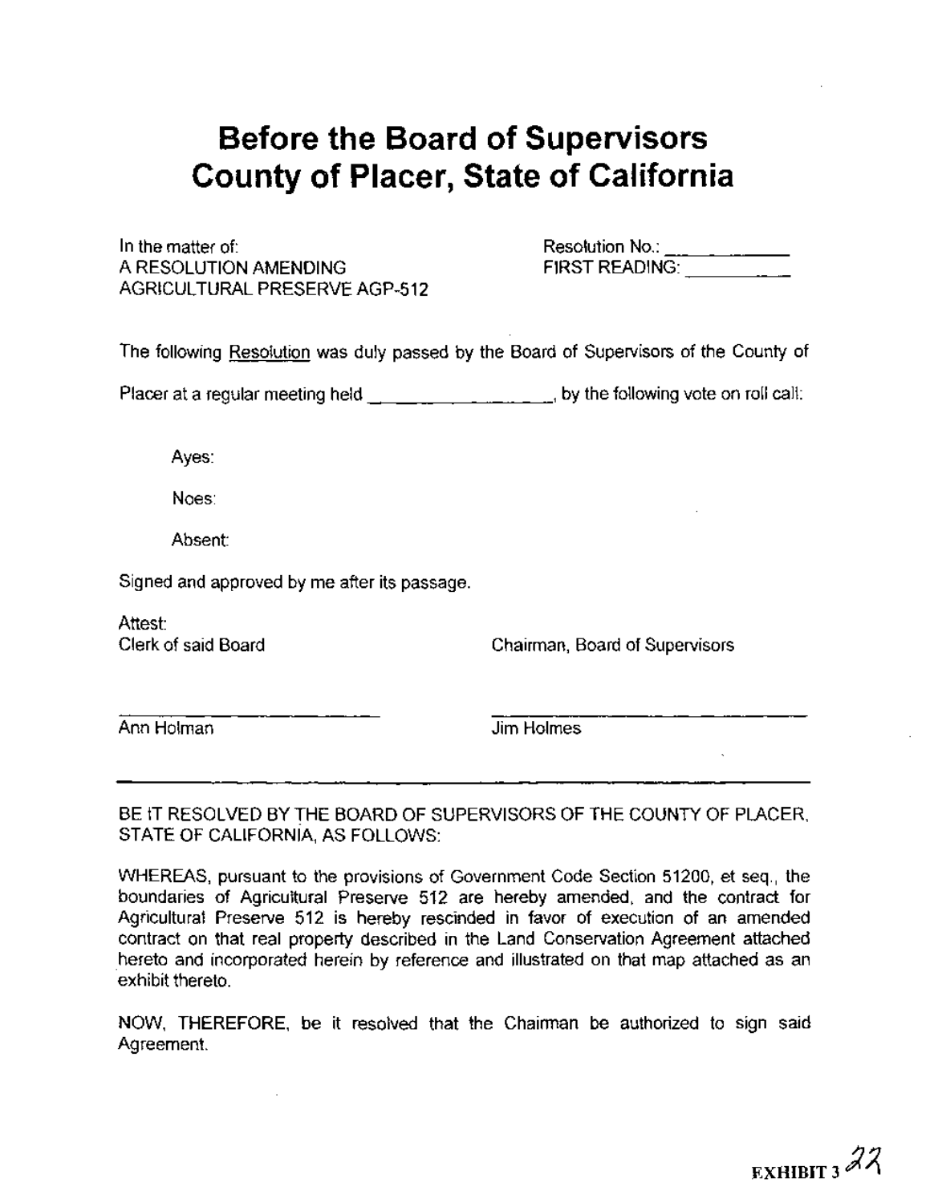# Before the Board of Supervisors
# County of Placer, State of California

In the matter of:
A RESOLUTION AMENDING
AGRICULTURAL PRESERVE AGP-512

Resolution No.: ____________
FIRST READING: __________

The following Resolution was duly passed by the Board of Supervisors of the County of Placer at a regular meeting held ________________, by the following vote on roll call:

Ayes:

Noes:

Absent:

Signed and approved by me after its passage.

Attest:
Clerk of said Board

Chairman, Board of Supervisors

_______________________
Ann Holman

_______________________
Jim Holmes

---

BE IT RESOLVED BY THE BOARD OF SUPERVISORS OF THE COUNTY OF PLACER, STATE OF CALIFORNIA, AS FOLLOWS:

WHEREAS, pursuant to the provisions of Government Code Section 51200, et seq., the boundaries of Agricultural Preserve 512 are hereby amended, and the contract for Agricultural Preserve 512 is hereby rescinded in favor of execution of an amended contract on that real property described in the Land Conservation Agreement attached hereto and incorporated herein by reference and illustrated on that map attached as an exhibit thereto.

NOW, THEREFORE, be it resolved that the Chairman be authorized to sign said Agreement.

EXHIBIT 3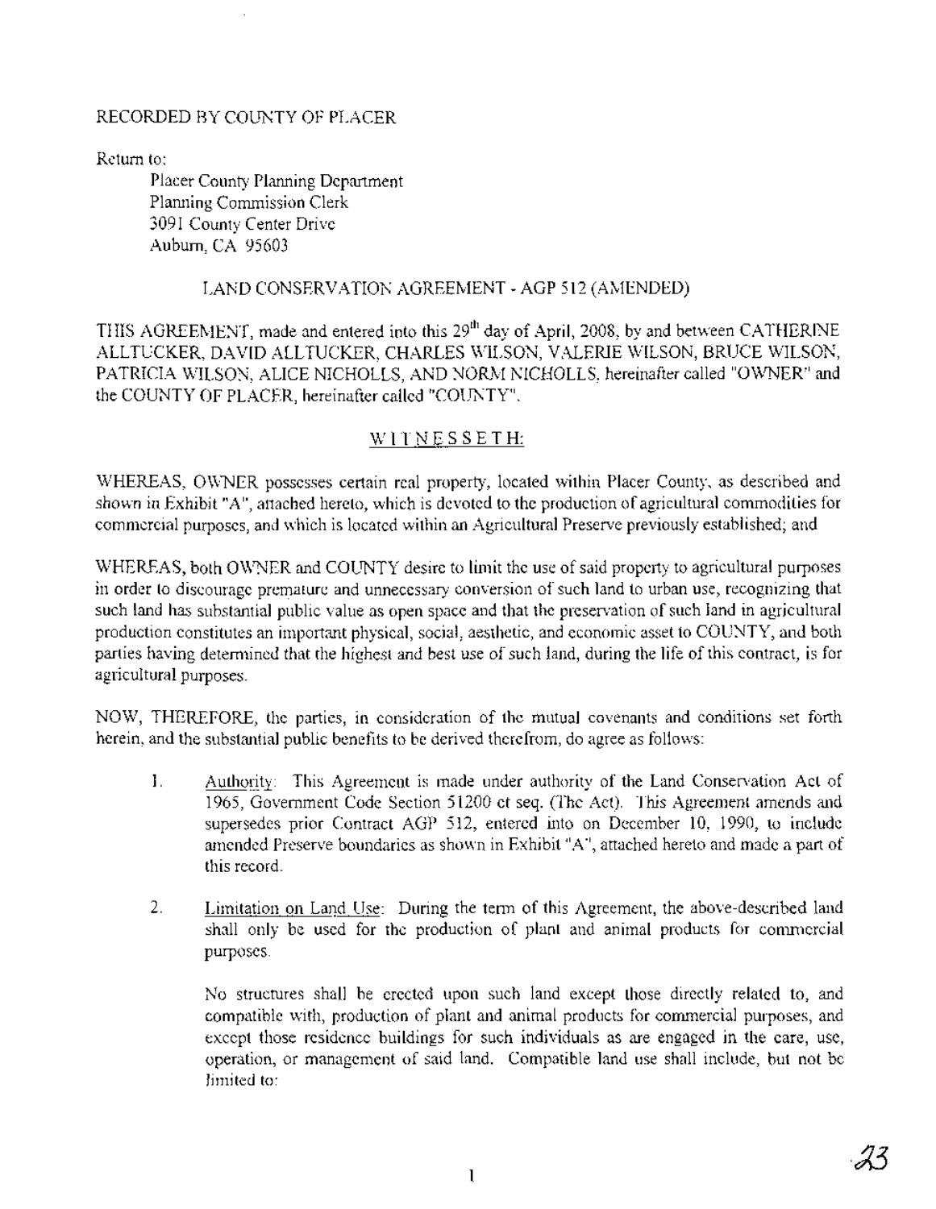RECORDED BY COUNTY OF PLACER

Return to:

Placer County Planning Department
Planning Commission Clerk
3091 County Center Drive
Auburn, CA 95603

## LAND CONSERVATION AGREEMENT - AGP 512 (AMENDED)

THIS AGREEMENT, made and entered into this 29th day of April, 2008, by and between CATHERINE ALLTUCKER, DAVID ALLTUCKER, CHARLES WILSON, VALERIE WILSON, BRUCE WILSON, PATRICIA WILSON, ALICE NICHOLLS, AND NORM NICHOLLS, hereinafter called "OWNER" and the COUNTY OF PLACER, hereinafter called "COUNTY".

## WITNESSETH:

WHEREAS, OWNER possesses certain real property, located within Placer County, as described and shown in Exhibit "A", attached hereto, which is devoted to the production of agricultural commodities for commercial purposes, and which is located within an Agricultural Preserve previously established; and

WHEREAS, both OWNER and COUNTY desire to limit the use of said property to agricultural purposes in order to discourage premature and unnecessary conversion of such land to urban use, recognizing that such land has substantial public value as open space and that the preservation of such land in agricultural production constitutes an important physical, social, aesthetic, and economic asset to COUNTY, and both parties having determined that the highest and best use of such land, during the life of this contract, is for agricultural purposes.

NOW, THEREFORE, the parties, in consideration of the mutual covenants and conditions set forth herein, and the substantial public benefits to be derived therefrom, do agree as follows:

1. Authority: This Agreement is made under authority of the Land Conservation Act of 1965, Government Code Section 51200 et seq. (The Act). This Agreement amends and supersedes prior Contract AGP 512, entered into on December 10, 1990, to include amended Preserve boundaries as shown in Exhibit "A", attached hereto and made a part of this record.

2. Limitation on Land Use: During the term of this Agreement, the above-described land shall only be used for the production of plant and animal products for commercial purposes.

   No structures shall be erected upon such land except those directly related to, and compatible with, production of plant and animal products for commercial purposes, and except those residence buildings for such individuals as are engaged in the care, use, operation, or management of said land. Compatible land use shall include, but not be limited to: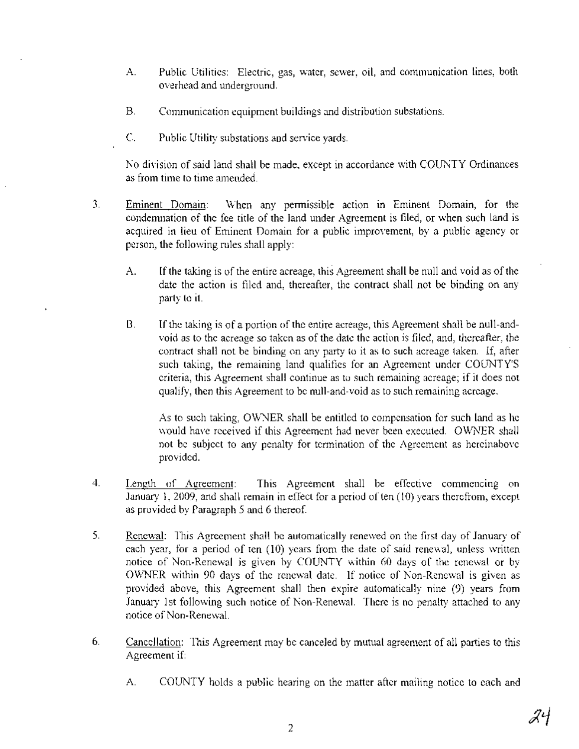A. Public Utilities: Electric, gas, water, sewer, oil, and communication lines, both overhead and underground.

B. Communication equipment buildings and distribution substations.

C. Public Utility substations and service yards.

No division of said land shall be made, except in accordance with COUNTY Ordinances as from time to time amended.

3. Eminent Domain: When any permissible action in Eminent Domain, for the condemnation of the fee title of the land under Agreement is filed, or when such land is acquired in lieu of Eminent Domain for a public improvement, by a public agency or person, the following rules shall apply:

   A. If the taking is of the entire acreage, this Agreement shall be null and void as of the date the action is filed and, thereafter, the contract shall not be binding on any party to it.

   B. If the taking is of a portion of the entire acreage, this Agreement shall be null-and-void as to the acreage so taken as of the date the action is filed, and, thereafter, the contract shall not be binding on any party to it as to such acreage taken. If, after such taking, the remaining land qualifies for an Agreement under COUNTY'S criteria, this Agreement shall continue as to such remaining acreage; if it does not qualify, then this Agreement to be null-and-void as to such remaining acreage.

   As to such taking, OWNER shall be entitled to compensation for such land as he would have received if this Agreement had never been executed. OWNER shall not be subject to any penalty for termination of the Agreement as hereinabove provided.

4. Length of Agreement: This Agreement shall be effective commencing on January 1, 2009, and shall remain in effect for a period of ten (10) years therefrom, except as provided by Paragraph 5 and 6 thereof.

5. Renewal: This Agreement shall be automatically renewed on the first day of January of each year, for a period of ten (10) years from the date of said renewal, unless written notice of Non-Renewal is given by COUNTY within 60 days of the renewal or by OWNER within 90 days of the renewal date. If notice of Non-Renewal is given as provided above, this Agreement shall then expire automatically nine (9) years from January 1st following such notice of Non-Renewal. There is no penalty attached to any notice of Non-Renewal.

6. Cancellation: This Agreement may be canceled by mutual agreement of all parties to this Agreement if:

   A. COUNTY holds a public hearing on the matter after mailing notice to each and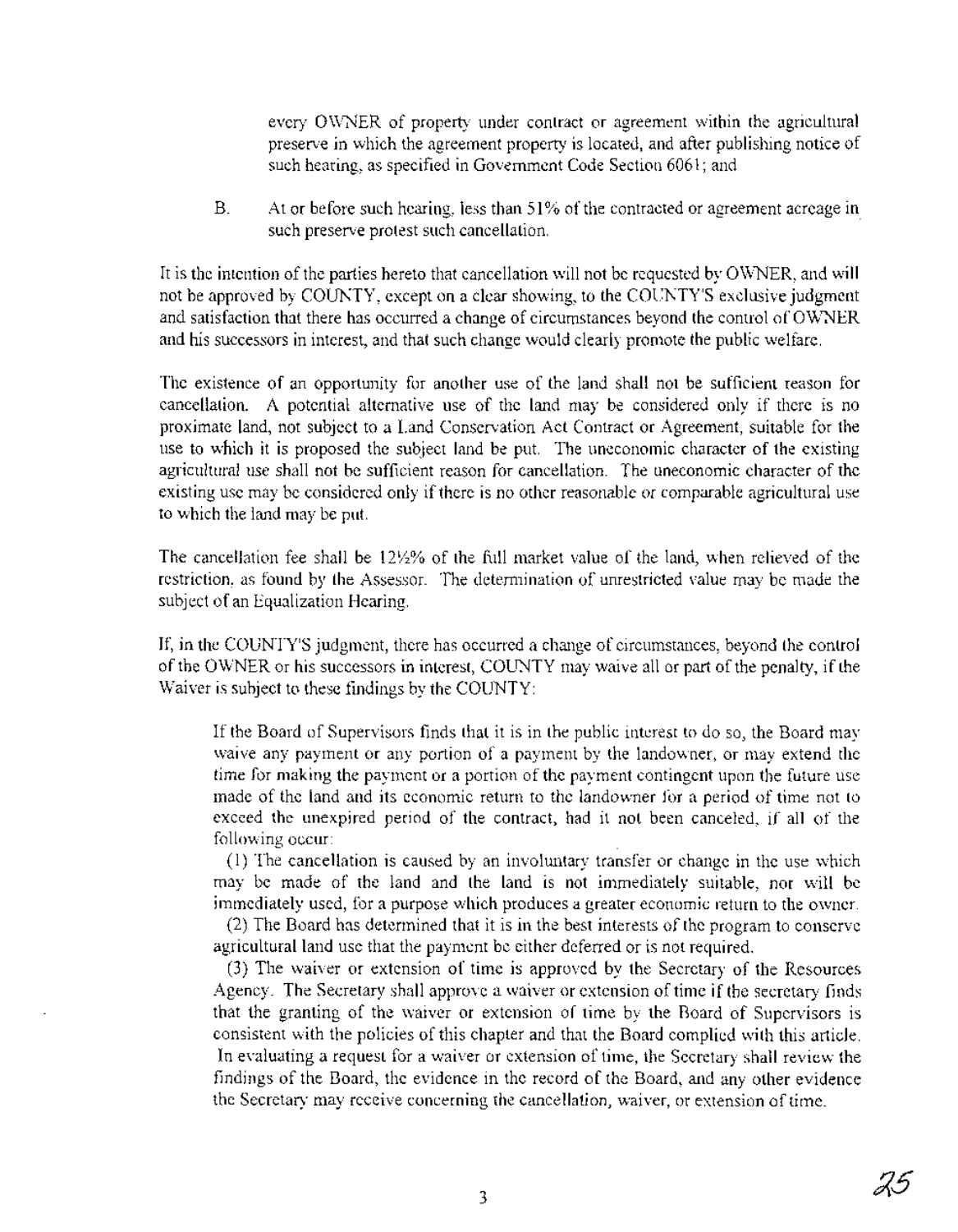every OWNER of property under contract or agreement within the agricultural preserve in which the agreement property is located, and after publishing notice of such hearing, as specified in Government Code Section 6061; and

B. At or before such hearing, less than 51% of the contracted or agreement acreage in such preserve protest such cancellation.

It is the intention of the parties hereto that cancellation will not be requested by OWNER, and will not be approved by COUNTY, except on a clear showing, to the COUNTY'S exclusive judgment and satisfaction that there has occurred a change of circumstances beyond the control of OWNER and his successors in interest, and that such change would clearly promote the public welfare.

The existence of an opportunity for another use of the land shall not be sufficient reason for cancellation. A potential alternative use of the land may be considered only if there is no proximate land, not subject to a Land Conservation Act Contract or Agreement, suitable for the use to which it is proposed the subject land be put. The uneconomic character of the existing agricultural use shall not be sufficient reason for cancellation. The uneconomic character of the existing use may be considered only if there is no other reasonable or comparable agricultural use to which the land may be put.

The cancellation fee shall be 12½% of the full market value of the land, when relieved of the restriction, as found by the Assessor. The determination of unrestricted value may be made the subject of an Equalization Hearing.

If, in the COUNTY'S judgment, there has occurred a change of circumstances, beyond the control of the OWNER or his successors in interest, COUNTY may waive all or part of the penalty, if the Waiver is subject to these findings by the COUNTY:

> If the Board of Supervisors finds that it is in the public interest to do so, the Board may waive any payment or any portion of a payment by the landowner, or may extend the time for making the payment or a portion of the payment contingent upon the future use made of the land and its economic return to the landowner for a period of time not to exceed the unexpired period of the contract, had it not been canceled, if all of the following occur:
>
> (1) The cancellation is caused by an involuntary transfer or change in the use which may be made of the land and the land is not immediately suitable, nor will be immediately used, for a purpose which produces a greater economic return to the owner.
>
> (2) The Board has determined that it is in the best interests of the program to conserve agricultural land use that the payment be either deferred or is not required.
>
> (3) The waiver or extension of time is approved by the Secretary of the Resources Agency. The Secretary shall approve a waiver or extension of time if the secretary finds that the granting of the waiver or extension of time by the Board of Supervisors is consistent with the policies of this chapter and that the Board complied with this article. In evaluating a request for a waiver or extension of time, the Secretary shall review the findings of the Board, the evidence in the record of the Board, and any other evidence the Secretary may receive concerning the cancellation, waiver, or extension of time.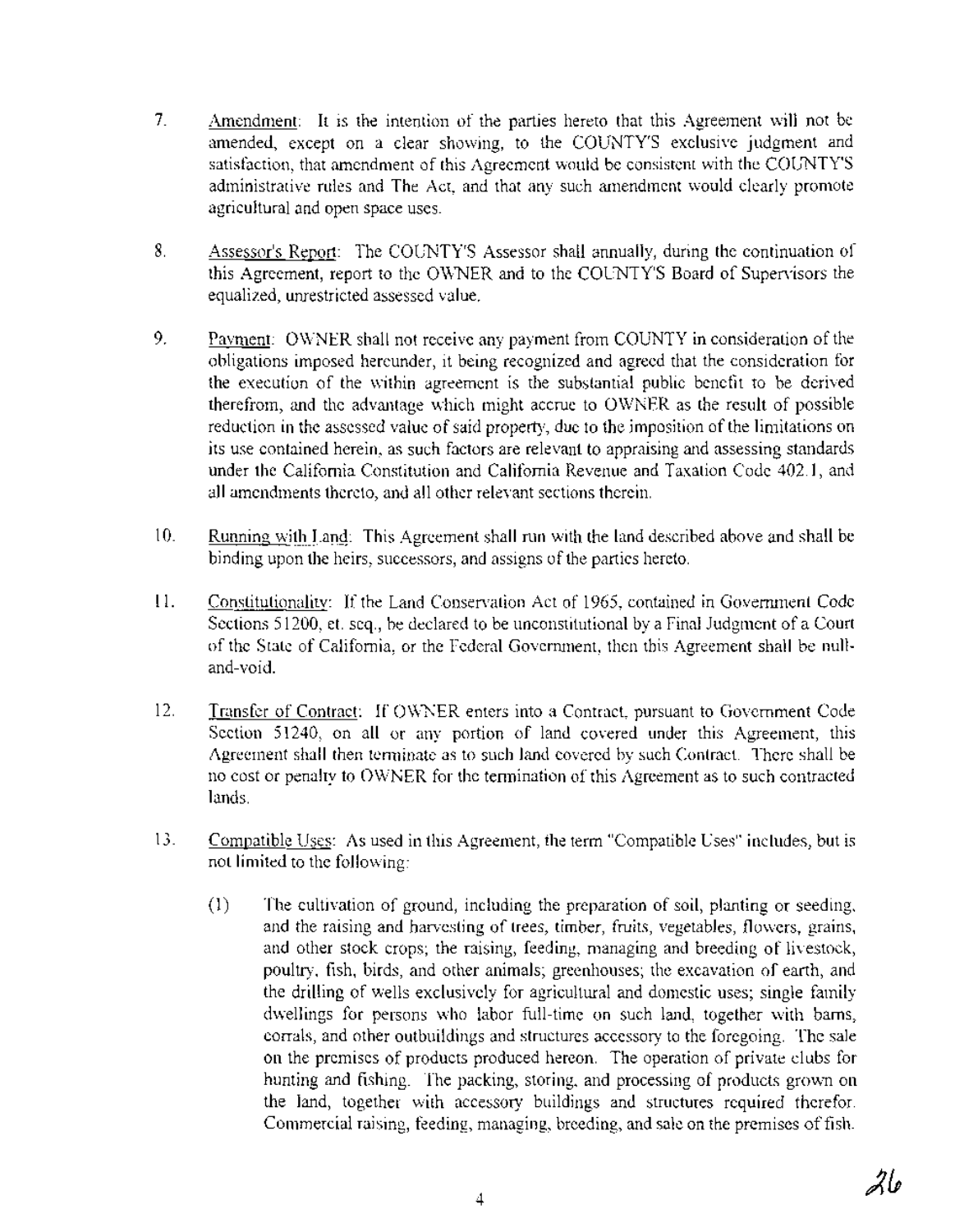7. Amendment: It is the intention of the parties hereto that this Agreement will not be amended, except on a clear showing, to the COUNTY'S exclusive judgment and satisfaction, that amendment of this Agreement would be consistent with the COUNTY'S administrative rules and The Act, and that any such amendment would clearly promote agricultural and open space uses.

8. Assessor's Report: The COUNTY'S Assessor shall annually, during the continuation of this Agreement, report to the OWNER and to the COUNTY'S Board of Supervisors the equalized, unrestricted assessed value.

9. Payment: OWNER shall not receive any payment from COUNTY in consideration of the obligations imposed hereunder, it being recognized and agreed that the consideration for the execution of the within agreement is the substantial public benefit to be derived therefrom, and the advantage which might accrue to OWNER as the result of possible reduction in the assessed value of said property, due to the imposition of the limitations on its use contained herein, as such factors are relevant to appraising and assessing standards under the California Constitution and California Revenue and Taxation Code 402.1, and all amendments thereto, and all other relevant sections therein.

10. Running with Land: This Agreement shall run with the land described above and shall be binding upon the heirs, successors, and assigns of the parties hereto.

11. Constitutionality: If the Land Conservation Act of 1965, contained in Government Code Sections 51200, et. seq., be declared to be unconstitutional by a Final Judgment of a Court of the State of California, or the Federal Government, then this Agreement shall be null-and-void.

12. Transfer of Contract: If OWNER enters into a Contract, pursuant to Government Code Section 51240, on all or any portion of land covered under this Agreement, this Agreement shall then terminate as to such land covered by such Contract. There shall be no cost or penalty to OWNER for the termination of this Agreement as to such contracted lands.

13. Compatible Uses: As used in this Agreement, the term "Compatible Uses" includes, but is not limited to the following:

    (1) The cultivation of ground, including the preparation of soil, planting or seeding, and the raising and harvesting of trees, timber, fruits, vegetables, flowers, grains, and other stock crops; the raising, feeding, managing and breeding of livestock, poultry, fish, birds, and other animals; greenhouses; the excavation of earth, and the drilling of wells exclusively for agricultural and domestic uses; single family dwellings for persons who labor full-time on such land, together with barns, corrals, and other outbuildings and structures accessory to the foregoing. The sale on the premises of products produced hereon. The operation of private clubs for hunting and fishing. The packing, storing, and processing of products grown on the land, together with accessory buildings and structures required therefor. Commercial raising, feeding, managing, breeding, and sale on the premises of fish.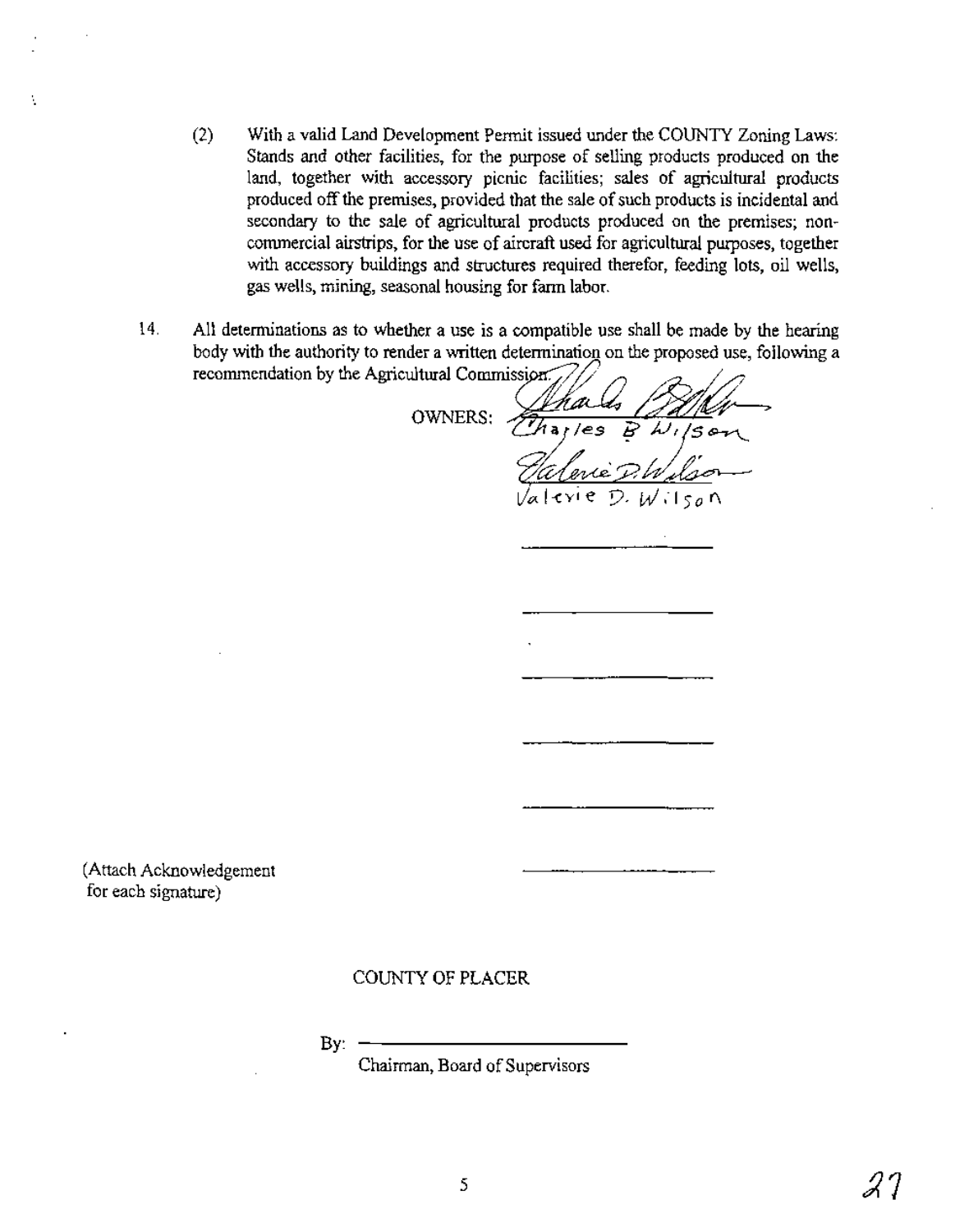(2) With a valid Land Development Permit issued under the COUNTY Zoning Laws: Stands and other facilities, for the purpose of selling products produced on the land, together with accessory picnic facilities; sales of agricultural products produced off the premises, provided that the sale of such products is incidental and secondary to the sale of agricultural products produced on the premises; non-commercial airstrips, for the use of aircraft used for agricultural purposes, together with accessory buildings and structures required therefor, feeding lots, oil wells, gas wells, mining, seasonal housing for farm labor.

14. All determinations as to whether a use is a compatible use shall be made by the hearing body with the authority to render a written determination on the proposed use, following a recommendation by the Agricultural Commission.

OWNERS: Charles B Wilson

Valerie D. Wilson

\_\_\_\_\_\_\_\_\_\_\_\_\_\_\_\_\_\_\_\_

\_\_\_\_\_\_\_\_\_\_\_\_\_\_\_\_\_\_\_\_

\_\_\_\_\_\_\_\_\_\_\_\_\_\_\_\_\_\_\_\_

\_\_\_\_\_\_\_\_\_\_\_\_\_\_\_\_\_\_\_\_

\_\_\_\_\_\_\_\_\_\_\_\_\_\_\_\_\_\_\_\_

(Attach Acknowledgement for each signature) \_\_\_\_\_\_\_\_\_\_\_\_\_\_\_\_\_\_\_\_

COUNTY OF PLACER

By: \_\_\_\_\_\_\_\_\_\_\_\_\_\_\_\_\_\_\_\_\_\_\_\_\_\_

Chairman, Board of Supervisors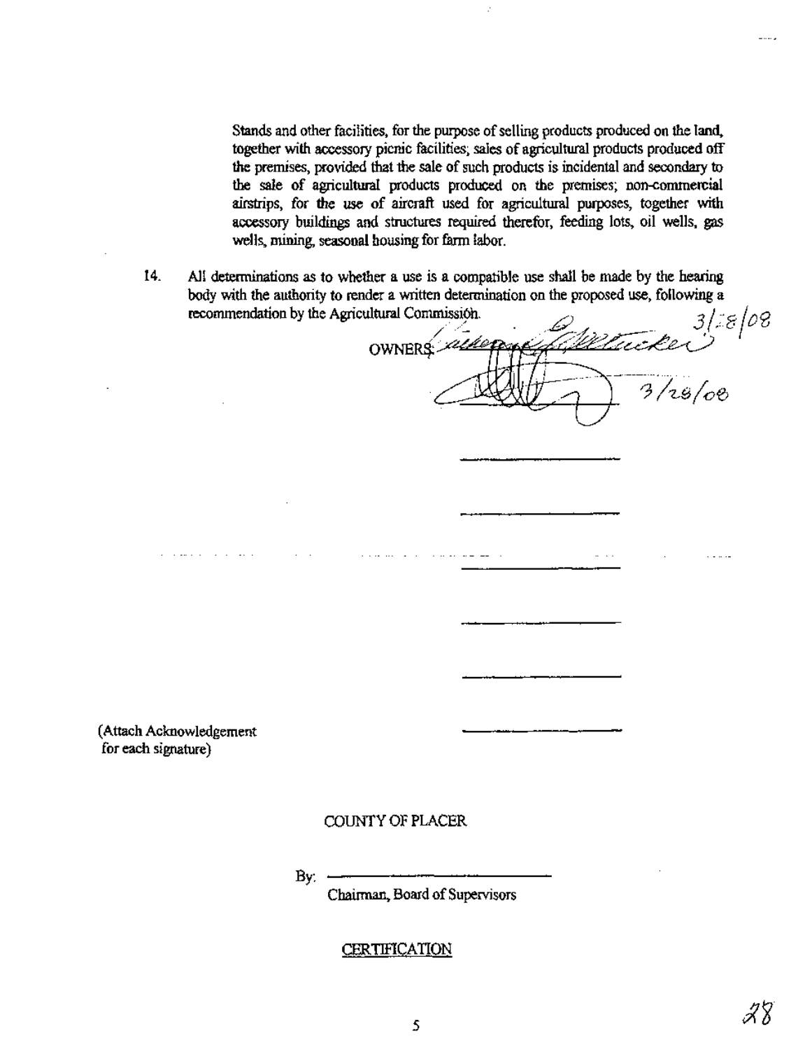Stands and other facilities, for the purpose of selling products produced on the land, together with accessory picnic facilities; sales of agricultural products produced off the premises, provided that the sale of such products is incidental and secondary to the sale of agricultural products produced on the premises; non-commercial airstrips, for the use of aircraft used for agricultural purposes, together with accessory buildings and structures required therefor, feeding lots, oil wells, gas wells, mining, seasonal housing for farm labor.

14. All determinations as to whether a use is a compatible use shall be made by the hearing body with the authority to render a written determination on the proposed use, following a recommendation by the Agricultural Commission.

OWNERS: _______________ 3/28/08

_______________ 3/28/08

_______________

_______________

_______________

_______________

_______________

_______________

(Attach Acknowledgement for each signature)

COUNTY OF PLACER

By: _______________________

Chairman, Board of Supervisors

CERTIFICATION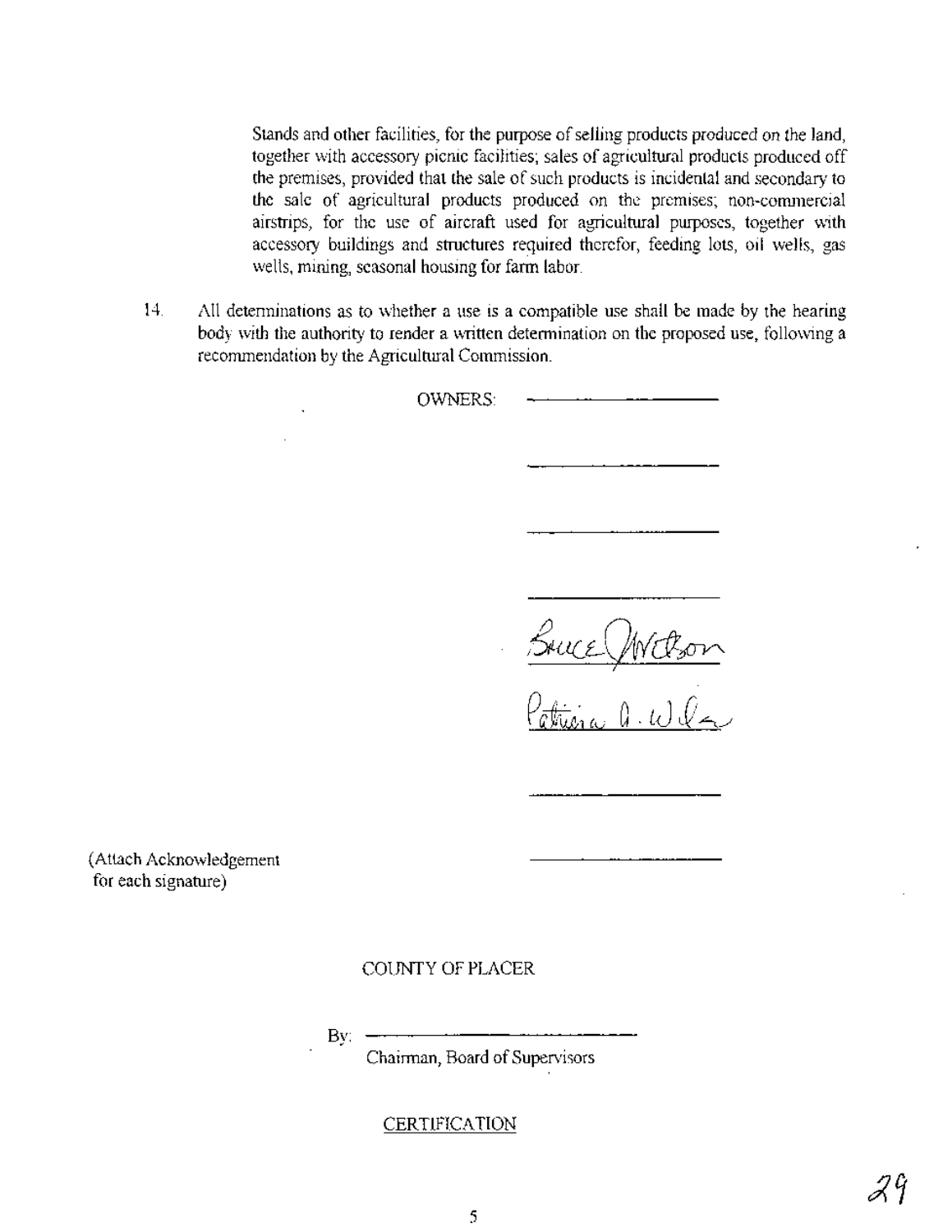Stands and other facilities, for the purpose of selling products produced on the land, together with accessory picnic facilities; sales of agricultural products produced off the premises, provided that the sale of such products is incidental and secondary to the sale of agricultural products produced on the premises; non-commercial airstrips, for the use of aircraft used for agricultural purposes, together with accessory buildings and structures required therefor, feeding lots, oil wells, gas wells, mining, seasonal housing for farm labor.

14. All determinations as to whether a use is a compatible use shall be made by the hearing body with the authority to render a written determination on the proposed use, following a recommendation by the Agricultural Commission.

OWNERS: \_\_\_\_\_\_\_\_\_\_\_\_\_\_\_\_

\_\_\_\_\_\_\_\_\_\_\_\_\_\_\_\_

\_\_\_\_\_\_\_\_\_\_\_\_\_\_\_\_

\_\_\_\_\_\_\_\_\_\_\_\_\_\_\_\_

Bruce Watson

Patricia A. Wilson

\_\_\_\_\_\_\_\_\_\_\_\_\_\_\_\_

(Attach Acknowledgement for each signature) \_\_\_\_\_\_\_\_\_\_\_\_\_\_\_\_

COUNTY OF PLACER

By: \_\_\_\_\_\_\_\_\_\_\_\_\_\_\_\_\_\_\_\_\_\_\_\_
Chairman, Board of Supervisors

CERTIFICATION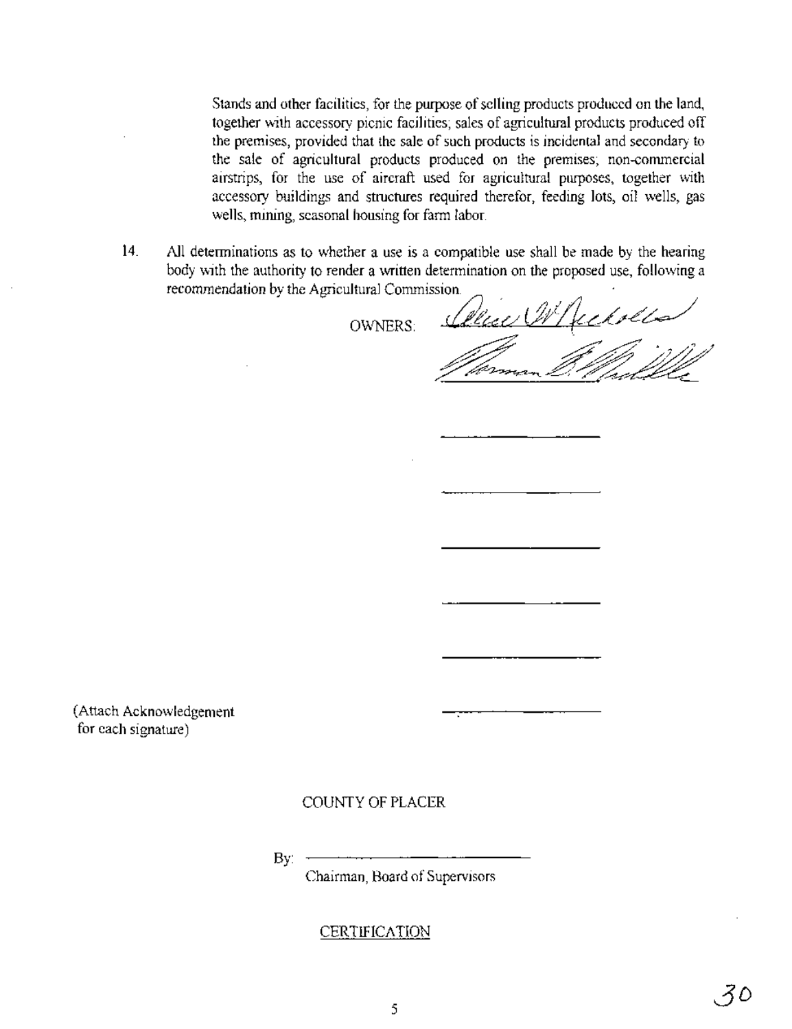Stands and other facilities, for the purpose of selling products produced on the land, together with accessory picnic facilities; sales of agricultural products produced off the premises, provided that the sale of such products is incidental and secondary to the sale of agricultural products produced on the premises; non-commercial airstrips, for the use of aircraft used for agricultural purposes, together with accessory buildings and structures required therefor, feeding lots, oil wells, gas wells, mining, seasonal housing for farm labor.

14. All determinations as to whether a use is a compatible use shall be made by the hearing body with the authority to render a written determination on the proposed use, following a recommendation by the Agricultural Commission.

OWNERS: ______________________

______________________

______________________

______________________

______________________

______________________

______________________

______________________

(Attach Acknowledgement for each signature)

COUNTY OF PLACER

By: ______________________

Chairman, Board of Supervisors

CERTIFICATION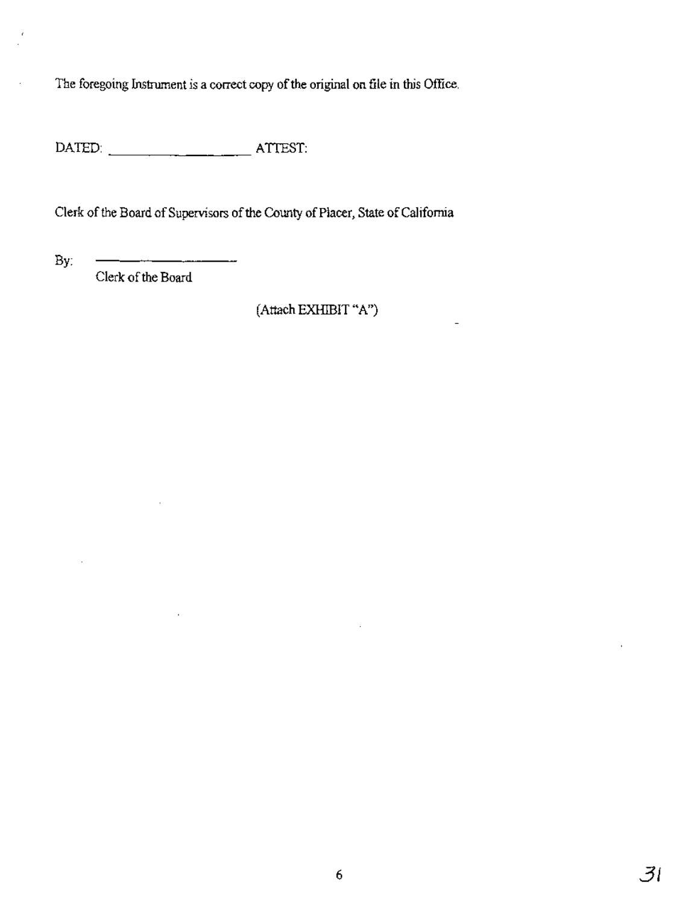The foregoing Instrument is a correct copy of the original on file in this Office.

DATED: ____________________ ATTEST:

Clerk of the Board of Supervisors of the County of Placer, State of California

By: ____________________
Clerk of the Board

(Attach EXHIBIT "A")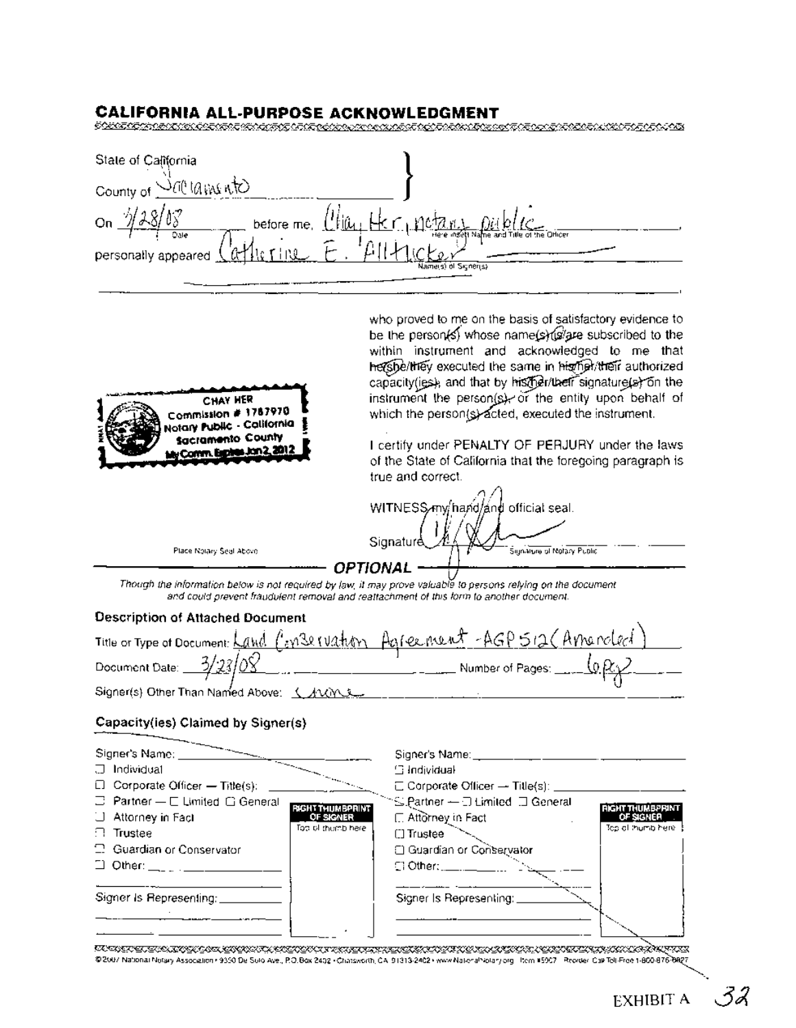## CALIFORNIA ALL-PURPOSE ACKNOWLEDGMENT

State of California

County of Sacramento

On 3/28/08 before me, Chay Her, notary public (Here insert Name and Title of the Officer)

personally appeared Catherine E. Allticker (Name(s) of Signer(s))

who proved to me on the basis of satisfactory evidence to be the person(s) whose name(s) is/are subscribed to the within instrument and acknowledged to me that he/she/they executed the same in his/her/their authorized capacity(ies), and that by his/her/their signature(s) on the instrument the person(s), or the entity upon behalf of which the person(s) acted, executed the instrument.

CHAY HER
Commission # 1787970
Notary Public - California
Sacramento County
My Comm. Expires Jan 2, 2012

Place Notary Seal Above

I certify under PENALTY OF PERJURY under the laws of the State of California that the foregoing paragraph is true and correct.

WITNESS my hand and official seal.

Signature [signature] (Signature of Notary Public)

### OPTIONAL

*Though the information below is not required by law, it may prove valuable to persons relying on the document and could prevent fraudulent removal and reattachment of this form to another document.*

**Description of Attached Document**

Title or Type of Document: Land Conservation Agreement - AGP 512 (Amended)

Document Date: 3/23/08 Number of Pages: 6 pg?

Signer(s) Other Than Named Above: none

**Capacity(ies) Claimed by Signer(s)**

| Signer's Name: | | Signer's Name: | |
|---|---|---|---|
| ☐ Individual | RIGHT THUMBPRINT OF SIGNER (Top of thumb here) | ☐ Individual | RIGHT THUMBPRINT OF SIGNER (Top of thumb here) |
| ☐ Corporate Officer — Title(s): | | ☐ Corporate Officer — Title(s): | |
| ☐ Partner — ☐ Limited ☐ General | | ☐ Partner — ☐ Limited ☐ General | |
| ☐ Attorney in Fact | | ☐ Attorney in Fact | |
| ☐ Trustee | | ☐ Trustee | |
| ☐ Guardian or Conservator | | ☐ Guardian or Conservator | |
| ☐ Other: | | ☐ Other: | |
| Signer Is Representing: | | Signer Is Representing: | |

©2007 National Notary Association • 9350 De Soto Ave., P.O. Box 2402 • Chatsworth, CA 91313-2402 • www.NationalNotary.org Item #5907 Reorder: Call Toll-Free 1-800-876-6827

EXHIBIT A 32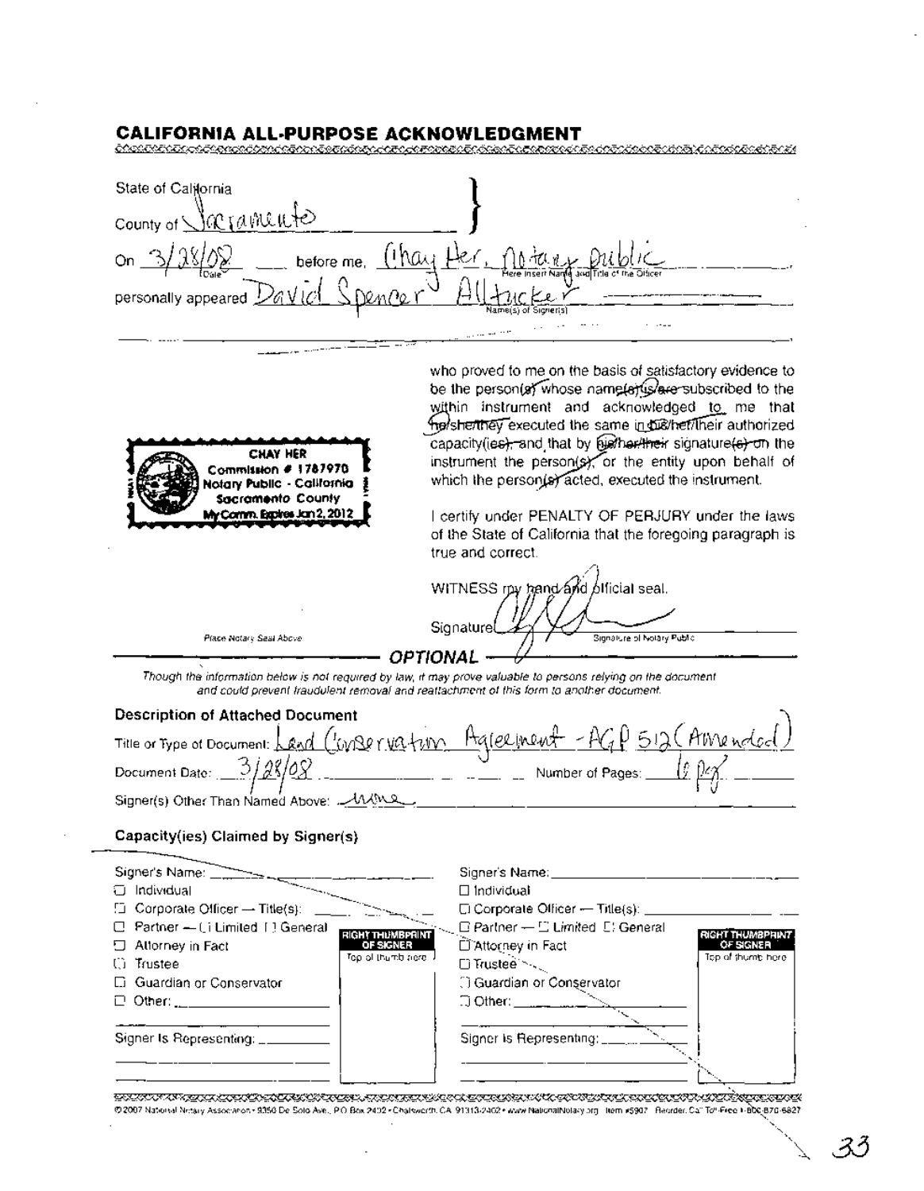## CALIFORNIA ALL-PURPOSE ACKNOWLEDGMENT

State of California
County of Sacramento

On 3/28/08 before me, Chay Her, Notary Public
(Date) (Here Insert Name and Title of the Officer)

personally appeared David Spencer Alltucker
(Name(s) of Signer(s))

who proved to me on the basis of satisfactory evidence to be the person(s) whose name(s) is/are subscribed to the within instrument and acknowledged to me that he/she/they executed the same in his/her/their authorized capacity(ies), and that by his/her/their signature(s) on the instrument the person(s), or the entity upon behalf of which the person(s) acted, executed the instrument.

CHAY HER
Commission # 1787970
Notary Public - California
Sacramento County
My Comm. Expires Jan 2, 2012

Place Notary Seal Above

I certify under PENALTY OF PERJURY under the laws of the State of California that the foregoing paragraph is true and correct.

WITNESS my hand and official seal.

Signature ________________ (Signature of Notary Public)

### OPTIONAL

*Though the information below is not required by law, it may prove valuable to persons relying on the document and could prevent fraudulent removal and reattachment of this form to another document.*

**Description of Attached Document**

Title or Type of Document: Land Conservation Agreement - AGP 512 (Amended)

Document Date: 3/28/08 Number of Pages: 6 pg

Signer(s) Other Than Named Above: none

**Capacity(ies) Claimed by Signer(s)**

| Signer's Name: | RIGHT THUMBPRINT OF SIGNER | Signer's Name: | RIGHT THUMBPRINT OF SIGNER |
|---|---|---|---|
| ☐ Individual | Top of thumb here | ☐ Individual | Top of thumb here |
| ☐ Corporate Officer — Title(s): | | ☐ Corporate Officer — Title(s): | |
| ☐ Partner — ☐ Limited ☐ General | | ☐ Partner — ☐ Limited ☐ General | |
| ☐ Attorney in Fact | | ☐ Attorney in Fact | |
| ☐ Trustee | | ☐ Trustee | |
| ☐ Guardian or Conservator | | ☐ Guardian or Conservator | |
| ☐ Other: | | ☐ Other: | |
| Signer Is Representing: | | Signer Is Representing: | |

©2007 National Notary Association • 9350 De Soto Ave., P.O. Box 2402 • Chatsworth, CA 91313-2402 • www.NationalNotary.org Item #5907 Reorder: Call Toll-Free 1-800-876-6827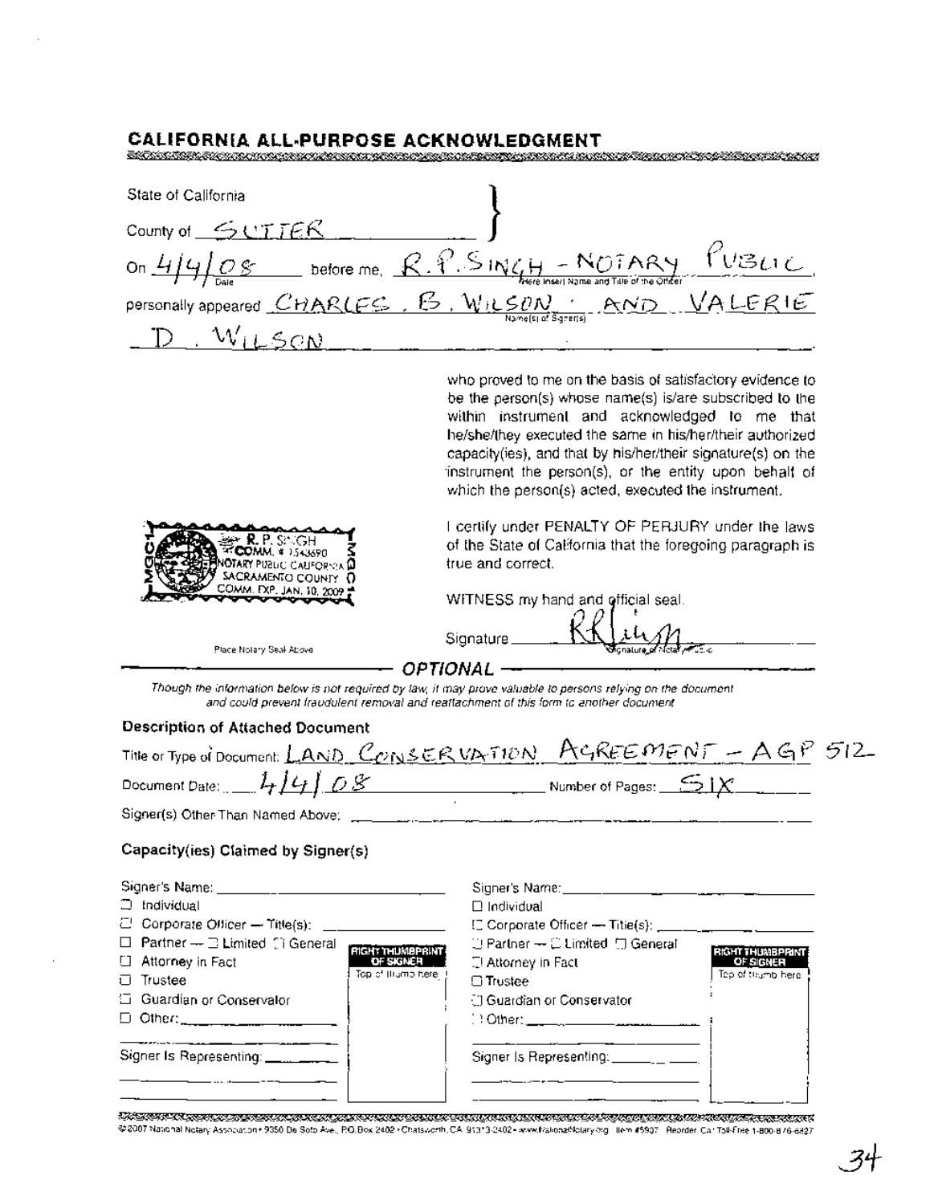## CALIFORNIA ALL-PURPOSE ACKNOWLEDGMENT

State of California

County of SUTTER

On 4/4/08 (Date) before me, R. P. SINGH - NOTARY PUBLIC (Here Insert Name and Title of the Officer),

personally appeared CHARLES . B. WILSON AND VALERIE D. WILSON (Name(s) of Signer(s))

who proved to me on the basis of satisfactory evidence to be the person(s) whose name(s) is/are subscribed to the within instrument and acknowledged to me that he/she/they executed the same in his/her/their authorized capacity(ies), and that by his/her/their signature(s) on the instrument the person(s), or the entity upon behalf of which the person(s) acted, executed the instrument.

I certify under PENALTY OF PERJURY under the laws of the State of California that the foregoing paragraph is true and correct.

WITNESS my hand and official seal.

R. P. SINGH
COMM. # 1543690
NOTARY PUBLIC CALIFORNIA
SACRAMENTO COUNTY
COMM. EXP. JAN. 10, 2009

Place Notary Seal Above

Signature ________ (Signature of Notary Public)

### OPTIONAL

*Though the information below is not required by law, it may prove valuable to persons relying on the document and could prevent fraudulent removal and reattachment of this form to another document.*

**Description of Attached Document**

Title or Type of Document: LAND CONSERVATION AGREEMENT - AGP 512

Document Date: 4/4/08 Number of Pages: SIX

Signer(s) Other Than Named Above: ________

**Capacity(ies) Claimed by Signer(s)**

| Signer's Name: ________ | RIGHT THUMBPRINT OF SIGNER | Signer's Name: ________ | RIGHT THUMBPRINT OF SIGNER |
|---|---|---|---|
| ☐ Individual | Top of thumb here | ☐ Individual | Top of thumb here |
| ☐ Corporate Officer — Title(s): ________ | | ☐ Corporate Officer — Title(s): ________ | |
| ☐ Partner — ☐ Limited ☐ General | | ☐ Partner — ☐ Limited ☐ General | |
| ☐ Attorney in Fact | | ☐ Attorney in Fact | |
| ☐ Trustee | | ☐ Trustee | |
| ☐ Guardian or Conservator | | ☐ Guardian or Conservator | |
| ☐ Other: ________ | | ☐ Other: ________ | |
| Signer Is Representing: ________ | | Signer Is Representing: ________ | |

©2007 National Notary Association • 9350 De Soto Ave., P.O. Box 2402 • Chatsworth, CA 91313-2402 • www.NationalNotary.org Item #5907 Reorder: Call Toll-Free 1-800-876-6827

34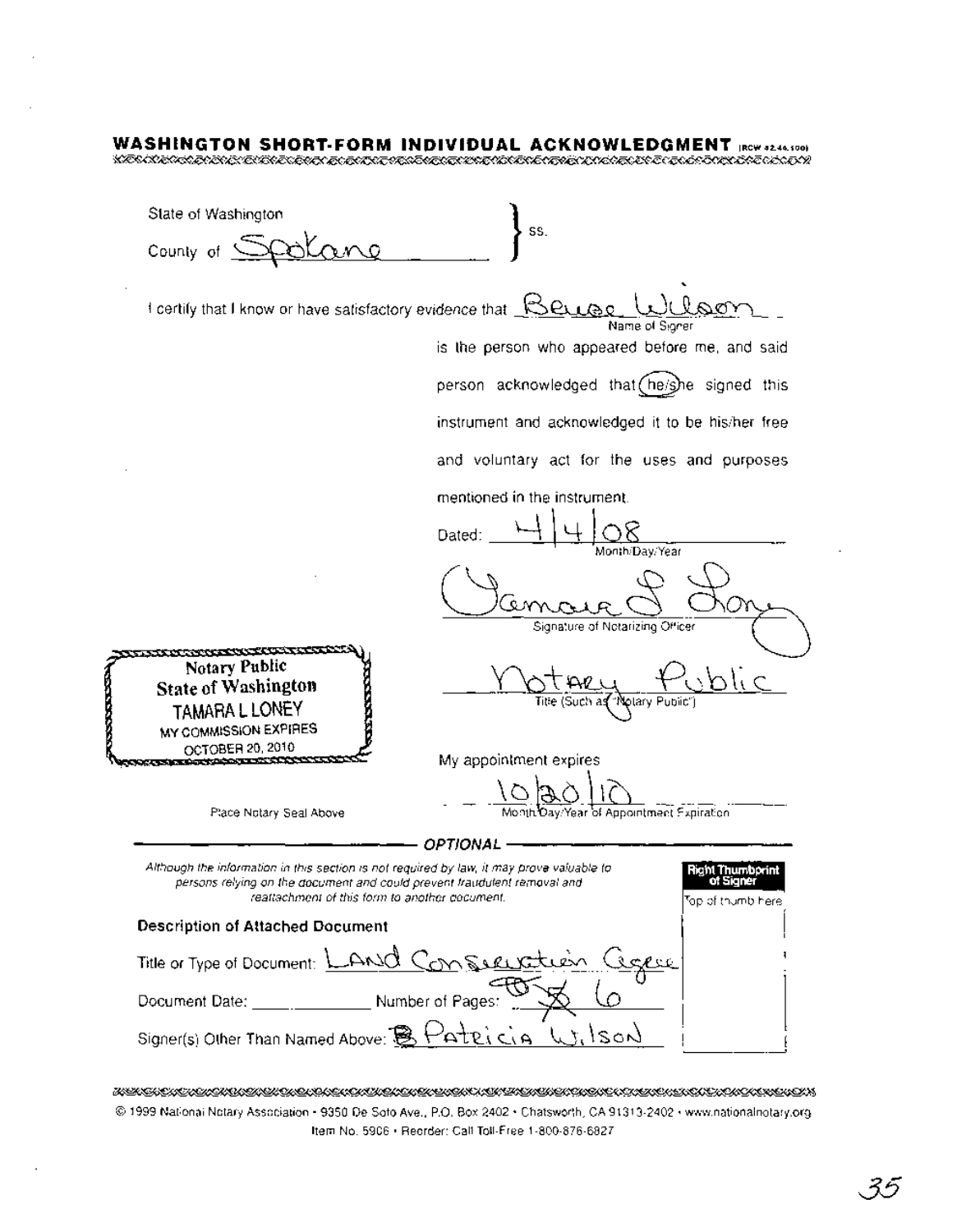## WASHINGTON SHORT-FORM INDIVIDUAL ACKNOWLEDGMENT (RCW 42.44.100)

State of Washington
County of Spokane } ss.

I certify that I know or have satisfactory evidence that Bruce Wilson
Name of Signer

is the person who appeared before me, and said person acknowledged that (he)/she signed this instrument and acknowledged it to be his/her free and voluntary act for the uses and purposes mentioned in the instrument.

Dated: 4/4/08
Month/Day/Year

Tamara L Loney
Signature of Notarizing Officer

Notary Public
Title (Such as "Notary Public")

My appointment expires
10/20/10
Month/Day/Year of Appointment Expiration

**Notary Public**
**State of Washington**
TAMARA L LONEY
MY COMMISSION EXPIRES
OCTOBER 20, 2010

Place Notary Seal Above

**OPTIONAL**

*Although the information in this section is not required by law, it may prove valuable to persons relying on the document and could prevent fraudulent removal and reattachment of this form to another document.*

**Description of Attached Document**

Title or Type of Document: Land Conservation Agree

Document Date: ______________ Number of Pages: 6

Signer(s) Other Than Named Above: Patricia Wilson

**Right Thumbprint of Signer**
Top of thumb here

© 1999 National Notary Association • 9350 De Soto Ave., P.O. Box 2402 • Chatsworth, CA 91313-2402 • www.nationalnotary.org
Item No. 5906 • Reorder: Call Toll-Free 1-800-876-6827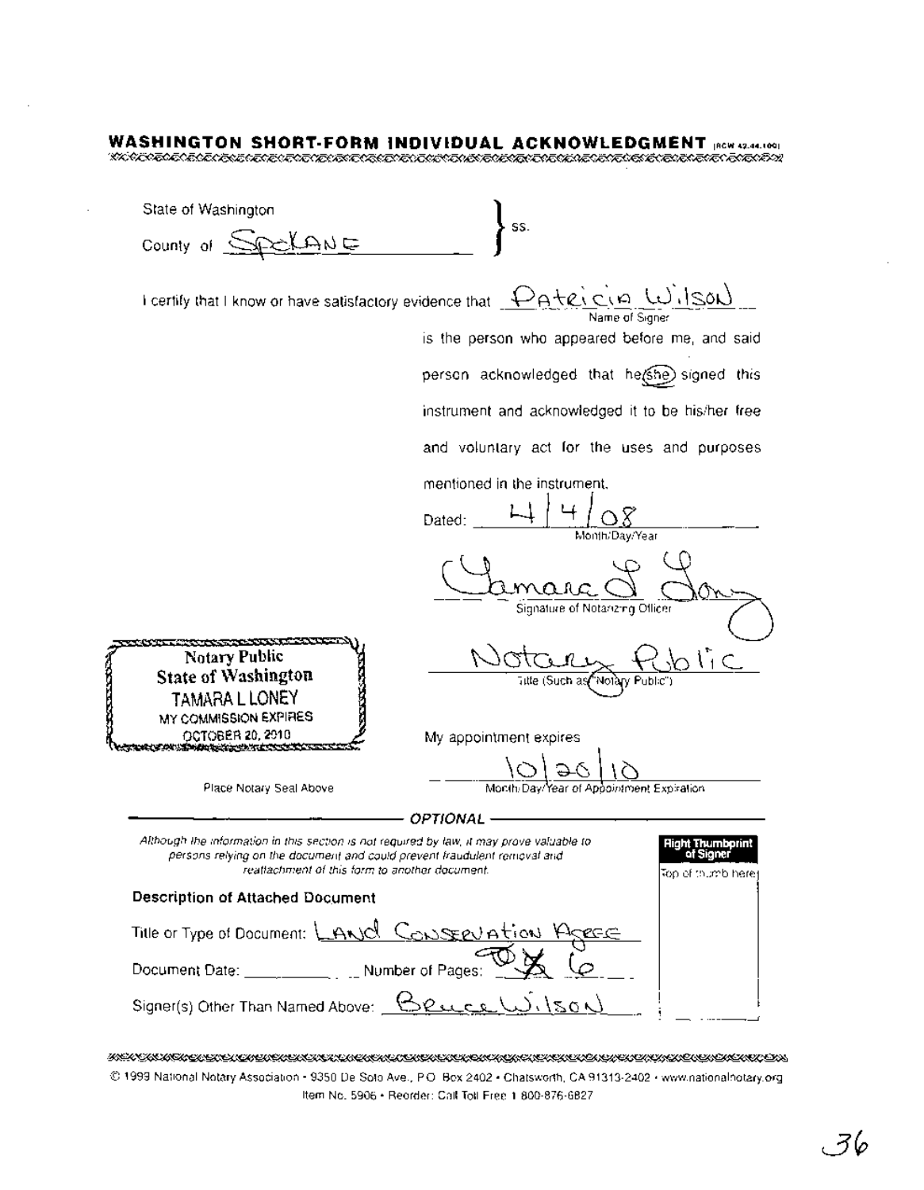# WASHINGTON SHORT-FORM INDIVIDUAL ACKNOWLEDGMENT (RCW 42.44.100)

State of Washington
County of SPOKANE } ss.

I certify that I know or have satisfactory evidence that Patricia Wilson
Name of Signer
is the person who appeared before me, and said person acknowledged that he/(she) signed this instrument and acknowledged it to be his/her free and voluntary act for the uses and purposes mentioned in the instrument.

Dated: 4/4/08
Month/Day/Year

Tamara L Loney
Signature of Notarizing Officer

Notary Public
Title (Such as "Notary Public")

My appointment expires
10/20/10
Month/Day/Year of Appointment Expiration

**Notary Public**
**State of Washington**
TAMARA L LONEY
MY COMMISSION EXPIRES
OCTOBER 20, 2010

Place Notary Seal Above

— *OPTIONAL* —

*Although the information in this section is not required by law, it may prove valuable to persons relying on the document and could prevent fraudulent removal and reattachment of this form to another document.*

**Description of Attached Document**

Title or Type of Document: LAND CONSERVATION AGREE

Document Date: __________ Number of Pages: 6

Signer(s) Other Than Named Above: Bruce Wilson

**Right Thumbprint of Signer**
Top of thumb here

© 1999 National Notary Association • 9350 De Soto Ave., P.O. Box 2402 • Chatsworth, CA 91313-2402 • www.nationalnotary.org
Item No. 5906 • Reorder: Call Toll Free 1 800-876-6827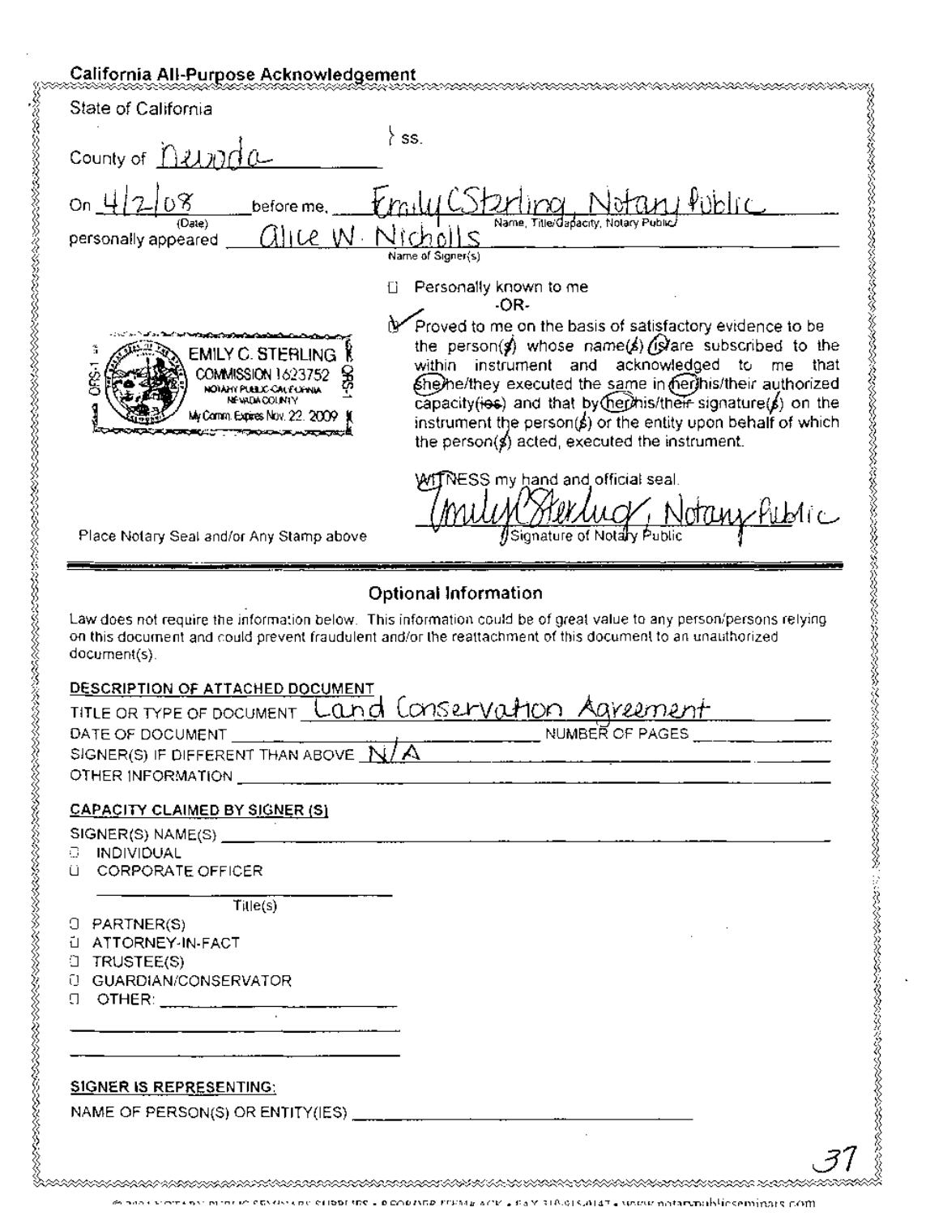## California All-Purpose Acknowledgement

State of California

County of Nevada } ss.

On 4/2/08 (Date) before me, Emily C Sterling, Notary Public (Name, Title/Capacity, Notary Public)

personally appeared Alice W. Nicholls (Name of Signer(s))

☐ Personally known to me

-OR-

☑ Proved to me on the basis of satisfactory evidence to be the person(s) whose name(s) is/are subscribed to the within instrument and acknowledged to me that she/he/they executed the same in her/his/their authorized capacity(ies) and that by her/his/their signature(s) on the instrument the person(s) or the entity upon behalf of which the person(s) acted, executed the instrument.

EMILY C. STERLING
COMMISSION 1623752
NOTARY PUBLIC-CALIFORNIA
NEVADA COUNTY
My Comm. Expires Nov. 22, 2009

WITNESS my hand and official seal.

Emily C Sterling, Notary Public
Signature of Notary Public

Place Notary Seal and/or Any Stamp above

### Optional Information

Law does not require the information below. This information could be of great value to any person/persons relying on this document and could prevent fraudulent and/or the reattachment of this document to an unauthorized document(s).

**DESCRIPTION OF ATTACHED DOCUMENT**

TITLE OR TYPE OF DOCUMENT Land Conservation Agreement

DATE OF DOCUMENT ______________ NUMBER OF PAGES ______

SIGNER(S) IF DIFFERENT THAN ABOVE N/A

OTHER INFORMATION ______________

**CAPACITY CLAIMED BY SIGNER (S)**

SIGNER(S) NAME(S) ______________

☐ INDIVIDUAL

☐ CORPORATE OFFICER

______________ Title(s)

☐ PARTNER(S)

☐ ATTORNEY-IN-FACT

☐ TRUSTEE(S)

☐ GUARDIAN/CONSERVATOR

☐ OTHER: ______________

**SIGNER IS REPRESENTING:**

NAME OF PERSON(S) OR ENTITY(IES) ______________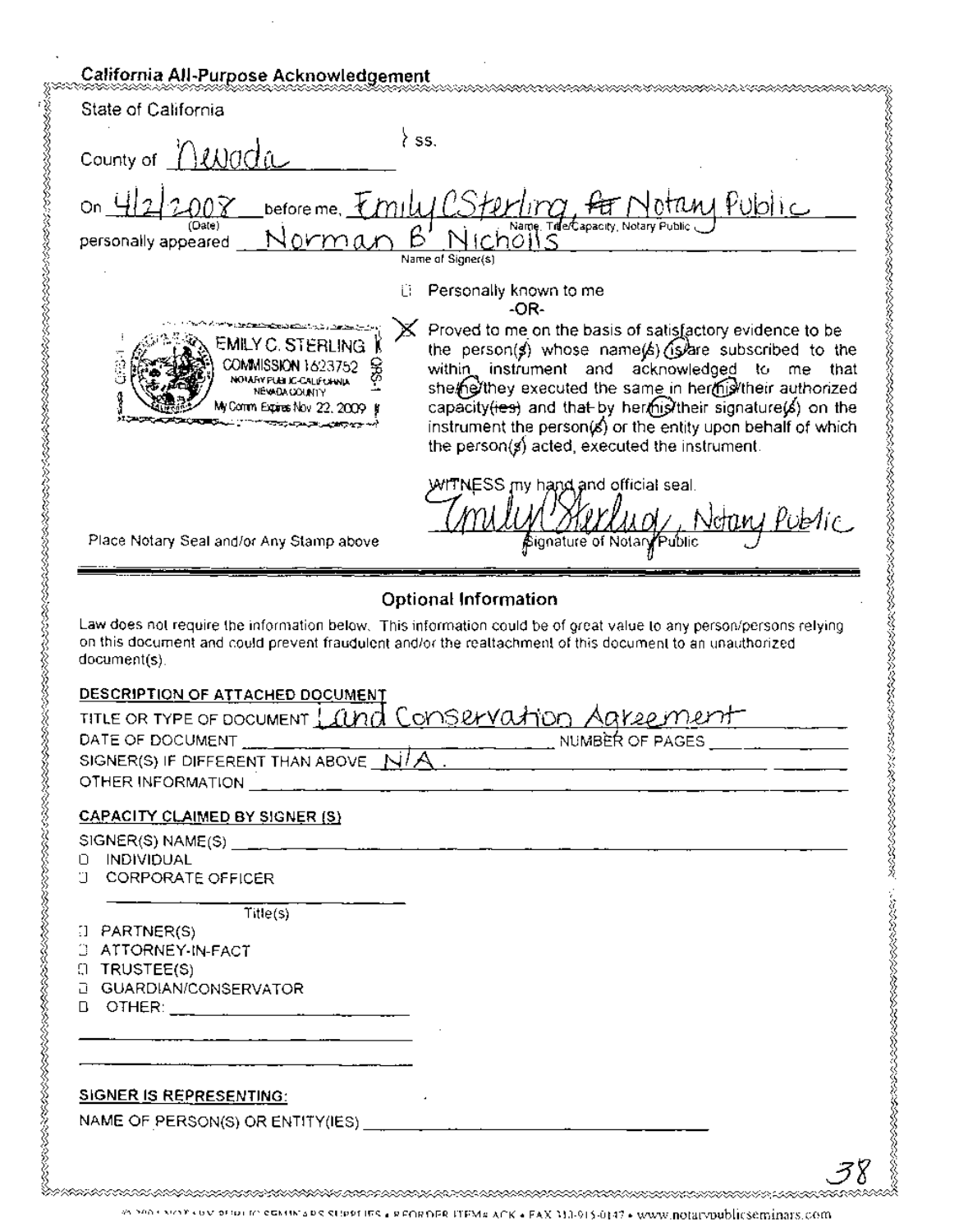## California All-Purpose Acknowledgement

State of California

County of Nevada } ss.

On 4/2/2008 before me, Emily C Sterling, ~~A~~ Notary Public
(Date) Name, Title/Capacity, Notary Public

personally appeared Norman B Nicholls
Name of Signer(s)

☐ Personally known to me

-OR-

☒ Proved to me on the basis of satisfactory evidence to be the person(~~s~~) whose name(~~s~~) (is)/~~are~~ subscribed to the within instrument and acknowledged to me that ~~she~~/(he)/~~they~~ executed the same in ~~her~~/(his)/~~their~~ authorized capacity(~~ies~~) and that by ~~her~~/(his)/~~their~~ signature(~~s~~) on the instrument the person(~~s~~) or the entity upon behalf of which the person(~~s~~) acted, executed the instrument.

EMILY C. STERLING
COMMISSION 1623752
NOTARY PUBLIC-CALIFORNIA
NEVADA COUNTY
My Comm. Expires Nov 22, 2009

WITNESS my hand and official seal.

Emily Sterling, Notary Public
Signature of Notary Public

Place Notary Seal and/or Any Stamp above

### Optional Information

Law does not require the information below. This information could be of great value to any person/persons relying on this document and could prevent fraudulent and/or the reattachment of this document to an unauthorized document(s).

**DESCRIPTION OF ATTACHED DOCUMENT**

TITLE OR TYPE OF DOCUMENT Land Conservation Agreement

DATE OF DOCUMENT ________________ NUMBER OF PAGES ________

SIGNER(S) IF DIFFERENT THAN ABOVE N/A.

OTHER INFORMATION ________________

**CAPACITY CLAIMED BY SIGNER (S)**

SIGNER(S) NAME(S) ________________

☐ INDIVIDUAL

☐ CORPORATE OFFICER

________________
Title(s)

☐ PARTNER(S)

☐ ATTORNEY-IN-FACT

☐ TRUSTEE(S)

☐ GUARDIAN/CONSERVATOR

☐ OTHER: ________________

**SIGNER IS REPRESENTING:**

NAME OF PERSON(S) OR ENTITY(IES) ________________

38

© 2004 NOTARY PUBLIC SEMINARS SUPPLIES • REORDER ITEM# ACK • FAX 310-915-0147 • www.notarypublicseminars.com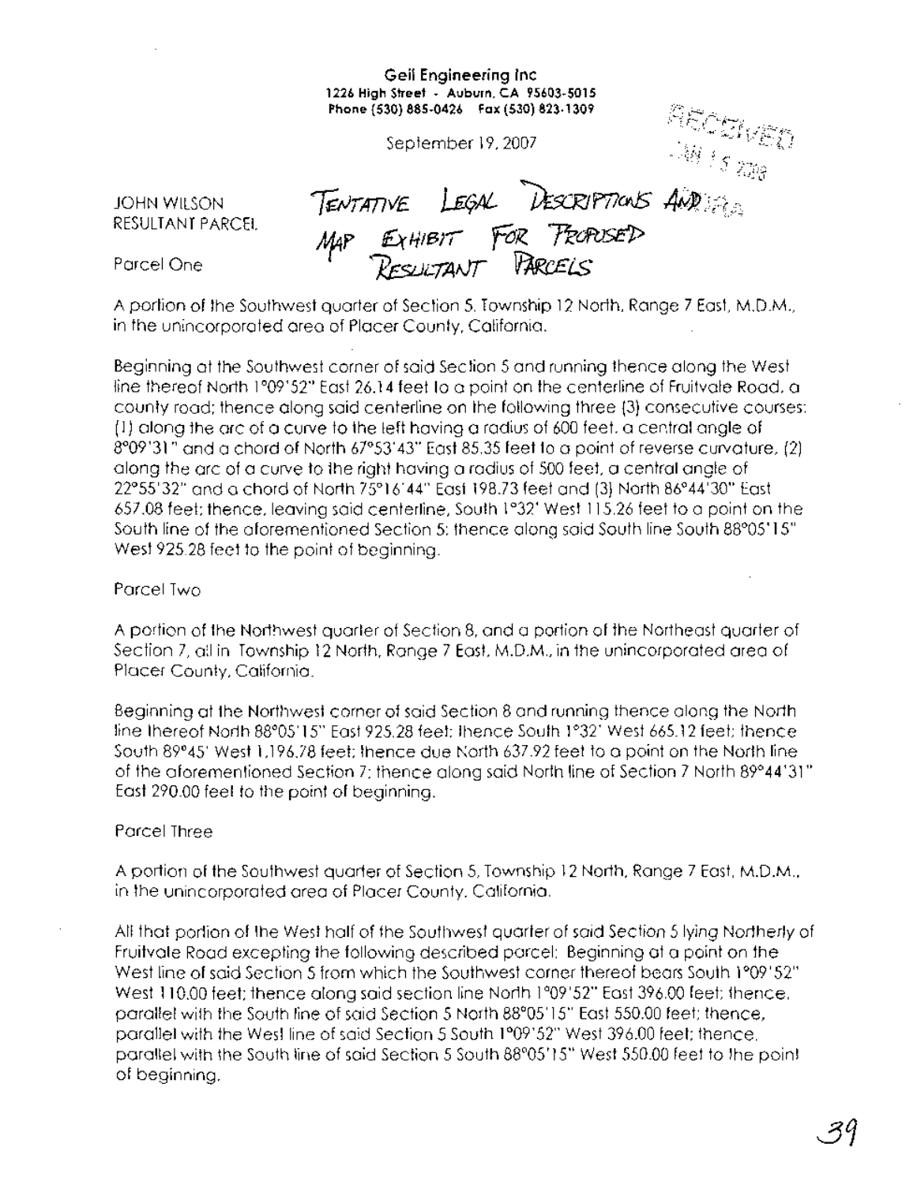Geil Engineering Inc
1226 High Street - Auburn, CA 95603-5015
Phone (530) 885-0426 Fax (530) 823-1309

September 19, 2007

RECEIVED
JAN 15 2008

JOHN WILSON
RESULTANT PARCEL

TENTATIVE LEGAL DESCRIPTIONS AND MAP EXHIBIT FOR PROPOSED RESULTANT PARCELS

Parcel One

A portion of the Southwest quarter of Section 5, Township 12 North, Range 7 East, M.D.M., in the unincorporated area of Placer County, California.

Beginning at the Southwest corner of said Section 5 and running thence along the West line thereof North 1°09'52" East 26.14 feet to a point on the centerline of Fruitvale Road, a county road; thence along said centerline on the following three (3) consecutive courses: (1) along the arc of a curve to the left having a radius of 600 feet, a central angle of 8°09'31" and a chord of North 67°53'43" East 85.35 feet to a point of reverse curvature, (2) along the arc of a curve to the right having a radius of 500 feet, a central angle of 22°55'32" and a chord of North 75°16'44" East 198.73 feet and (3) North 86°44'30" East 657.08 feet; thence, leaving said centerline, South 1°32' West 115.26 feet to a point on the South line of the aforementioned Section 5; thence along said South line South 88°05'15" West 925.28 feet to the point of beginning.

Parcel Two

A portion of the Northwest quarter of Section 8, and a portion of the Northeast quarter of Section 7, all in Township 12 North, Range 7 East, M.D.M., in the unincorporated area of Placer County, California.

Beginning at the Northwest corner of said Section 8 and running thence along the North line thereof North 88°05'15" East 925.28 feet; thence South 1°32' West 665.12 feet; thence South 89°45' West 1,196.78 feet; thence due North 637.92 feet to a point on the North line of the aforementioned Section 7; thence along said North line of Section 7 North 89°44'31" East 290.00 feet to the point of beginning.

Parcel Three

A portion of the Southwest quarter of Section 5, Township 12 North, Range 7 East, M.D.M., in the unincorporated area of Placer County, California.

All that portion of the West half of the Southwest quarter of said Section 5 lying Northerly of Fruitvale Road excepting the following described parcel: Beginning at a point on the West line of said Section 5 from which the Southwest corner thereof bears South 1°09'52" West 110.00 feet; thence along said section line North 1°09'52" East 396.00 feet; thence, parallel with the South line of said Section 5 North 88°05'15" East 550.00 feet; thence, parallel with the West line of said Section 5 South 1°09'52" West 396.00 feet; thence, parallel with the South line of said Section 5 South 88°05'15" West 550.00 feet to the point of beginning.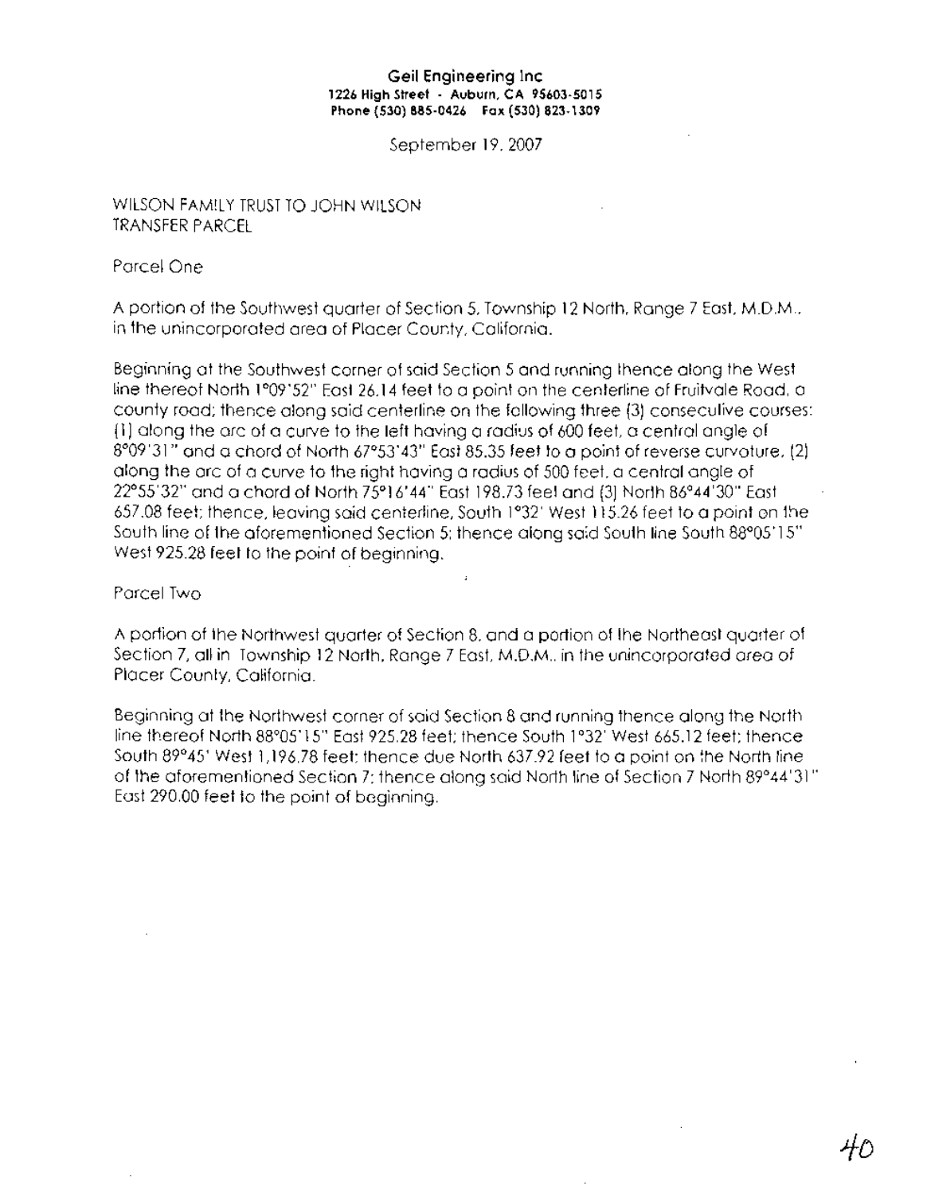**Geil Engineering Inc**
**1226 High Street - Auburn, CA 95603-5015**
**Phone (530) 885-0426 Fax (530) 823-1309**

September 19, 2007

WILSON FAMILY TRUST TO JOHN WILSON
TRANSFER PARCEL

Parcel One

A portion of the Southwest quarter of Section 5, Township 12 North, Range 7 East, M.D.M., in the unincorporated area of Placer County, California.

Beginning at the Southwest corner of said Section 5 and running thence along the West line thereof North 1°09'52" East 26.14 feet to a point on the centerline of Fruitvale Road, a county road; thence along said centerline on the following three (3) consecutive courses: (1) along the arc of a curve to the left having a radius of 600 feet, a central angle of 8°09'31" and a chord of North 67°53'43" East 85.35 feet to a point of reverse curvature, (2) along the arc of a curve to the right having a radius of 500 feet, a central angle of 22°55'32" and a chord of North 75°16'44" East 198.73 feet and (3) North 86°44'30" East 657.08 feet; thence, leaving said centerline, South 1°32' West 115.26 feet to a point on the South line of the aforementioned Section 5; thence along said South line South 88°05'15" West 925.28 feet to the point of beginning.

Parcel Two

A portion of the Northwest quarter of Section 8, and a portion of the Northeast quarter of Section 7, all in Township 12 North, Range 7 East, M.D.M., in the unincorporated area of Placer County, California.

Beginning at the Northwest corner of said Section 8 and running thence along the North line thereof North 88°05'15" East 925.28 feet; thence South 1°32' West 665.12 feet; thence South 89°45' West 1,196.78 feet; thence due North 637.92 feet to a point on the North line of the aforementioned Section 7; thence along said North line of Section 7 North 89°44'31" East 290.00 feet to the point of beginning.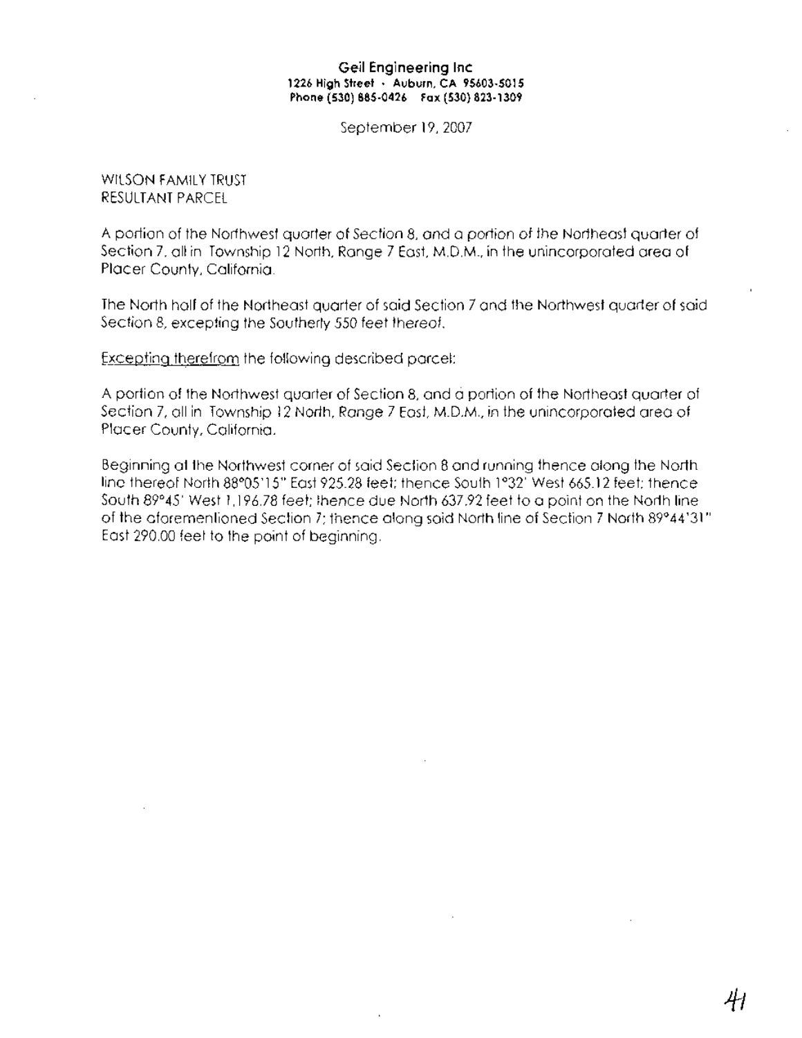**Geil Engineering Inc**
**1226 High Street · Auburn, CA 95603-5015**
**Phone (530) 885-0426 Fax (530) 823-1309**

September 19, 2007

WILSON FAMILY TRUST
RESULTANT PARCEL

A portion of the Northwest quarter of Section 8, and a portion of the Northeast quarter of Section 7, all in Township 12 North, Range 7 East, M.D.M., in the unincorporated area of Placer County, California.

The North half of the Northeast quarter of said Section 7 and the Northwest quarter of said Section 8, excepting the Southerly 550 feet thereof.

Excepting therefrom the following described parcel:

A portion of the Northwest quarter of Section 8, and a portion of the Northeast quarter of Section 7, all in Township 12 North, Range 7 East, M.D.M., in the unincorporated area of Placer County, California.

Beginning at the Northwest corner of said Section 8 and running thence along the North line thereof North 88°05'15" East 925.28 feet; thence South 1°32' West 665.12 feet; thence South 89°45' West 1,196.78 feet; thence due North 637.92 feet to a point on the North line of the aforementioned Section 7; thence along said North line of Section 7 North 89°44'31" East 290.00 feet to the point of beginning.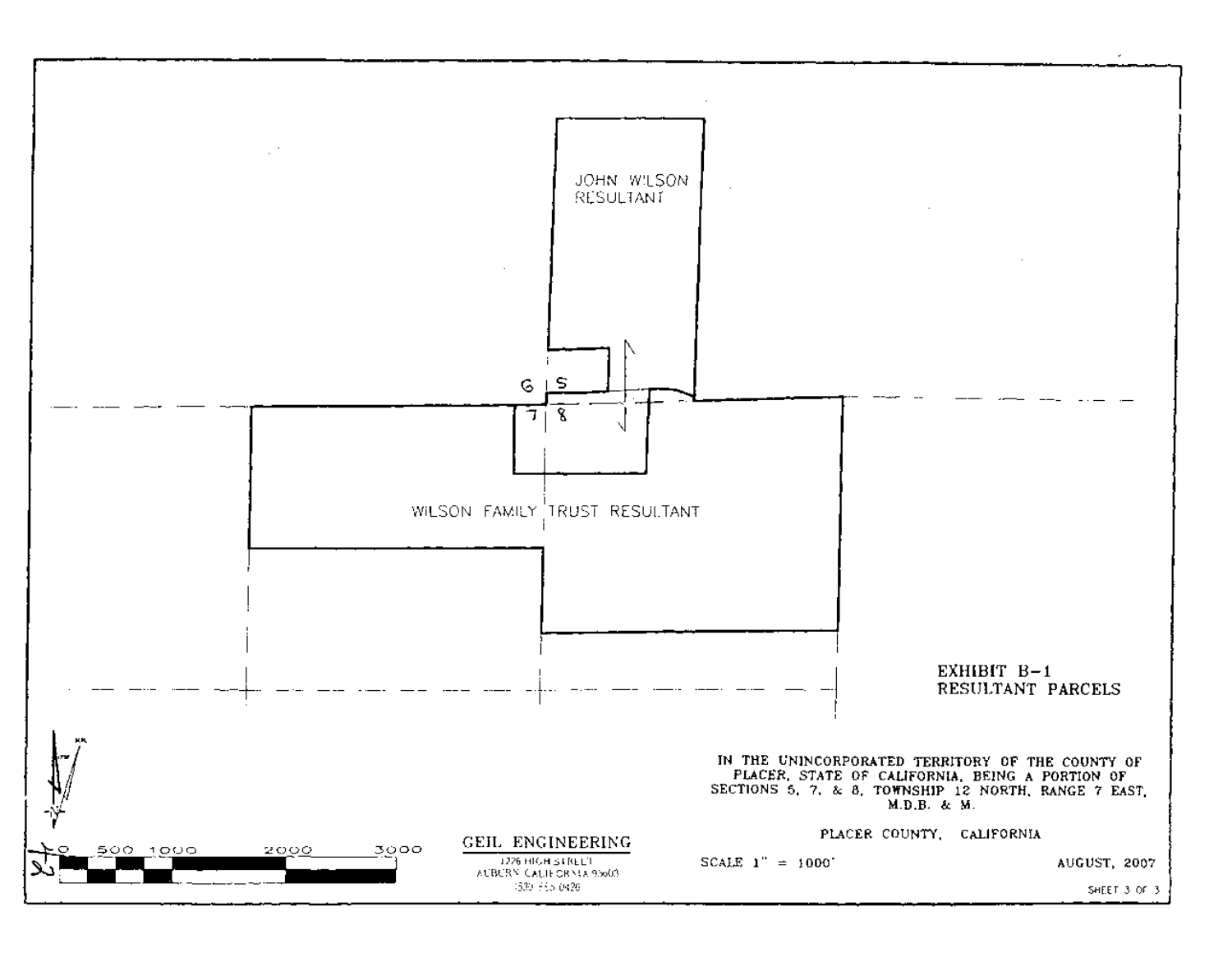JOHN WILSON RESULTANT

6 | 5

7 | 8

WILSON FAMILY TRUST RESULTANT

**EXHIBIT B-1**
**RESULTANT PARCELS**

0 500 1000 2000 3000

GEIL ENGINEERING
1226 HIGH STREET
AUBURN CALIFORNIA 95603
(530) 885 0426

IN THE UNINCORPORATED TERRITORY OF THE COUNTY OF PLACER, STATE OF CALIFORNIA, BEING A PORTION OF SECTIONS 5, 7, & 8, TOWNSHIP 12 NORTH, RANGE 7 EAST, M.D.B. & M.

PLACER COUNTY, CALIFORNIA

SCALE 1" = 1000'

AUGUST, 2007

SHEET 3 OF 3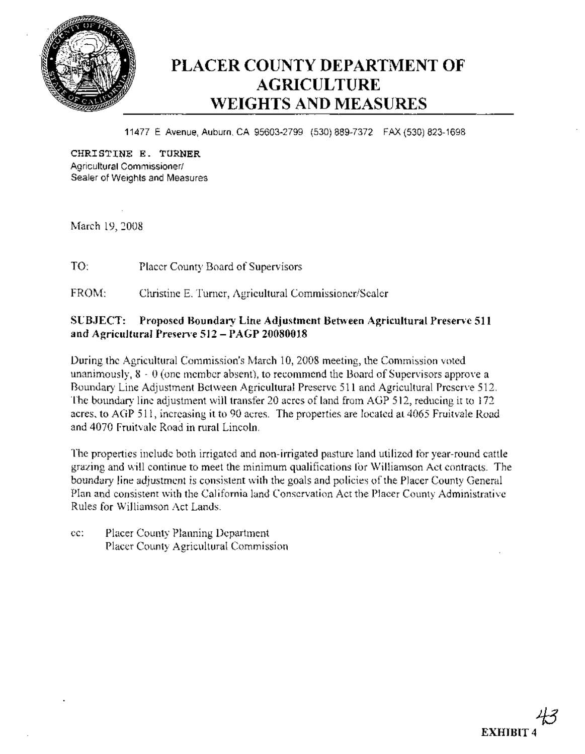# PLACER COUNTY DEPARTMENT OF AGRICULTURE WEIGHTS AND MEASURES

11477 E Avenue, Auburn, CA 95603-2799 (530) 889-7372 FAX (530) 823-1698

**CHRISTINE E. TURNER**
Agricultural Commissioner/
Sealer of Weights and Measures

March 19, 2008

TO: Placer County Board of Supervisors

FROM: Christine E. Turner, Agricultural Commissioner/Sealer

**SUBJECT: Proposed Boundary Line Adjustment Between Agricultural Preserve 511 and Agricultural Preserve 512 – PAGP 20080018**

During the Agricultural Commission's March 10, 2008 meeting, the Commission voted unanimously, 8 - 0 (one member absent), to recommend the Board of Supervisors approve a Boundary Line Adjustment Between Agricultural Preserve 511 and Agricultural Preserve 512. The boundary line adjustment will transfer 20 acres of land from AGP 512, reducing it to 172 acres, to AGP 511, increasing it to 90 acres. The properties are located at 4065 Fruitvale Road and 4070 Fruitvale Road in rural Lincoln.

The properties include both irrigated and non-irrigated pasture land utilized for year-round cattle grazing and will continue to meet the minimum qualifications for Williamson Act contracts. The boundary line adjustment is consistent with the goals and policies of the Placer County General Plan and consistent with the California land Conservation Act the Placer County Administrative Rules for Williamson Act Lands.

cc: Placer County Planning Department
Placer County Agricultural Commission

**EXHIBIT 4**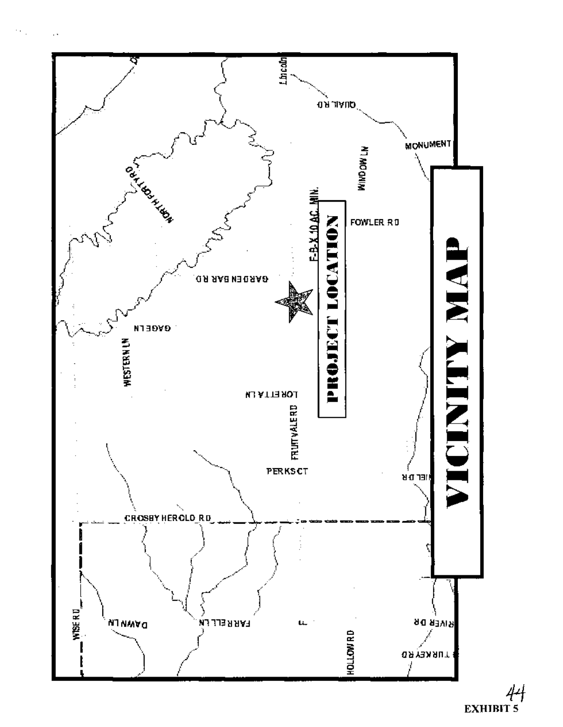# VICINITY MAP

**PROJECT LOCATION**

F-B-X 10 AC. MIN.

NORTH FORTY RD

GARDEN BAR RD

FOWLER RD

WINDOW LN

QUAIL RD

MONUMENT

Lincoln

GAGE LN

WESTERN LN

LORETTA LN

FRUITVALE RD

PERKS CT

CROSBY HEROLD RD

WISE RD

DAWN LN

FARRELL LN

HOLLOW RD

RIVER DR

TURKEY RD

NIEL DR

44

EXHIBIT 5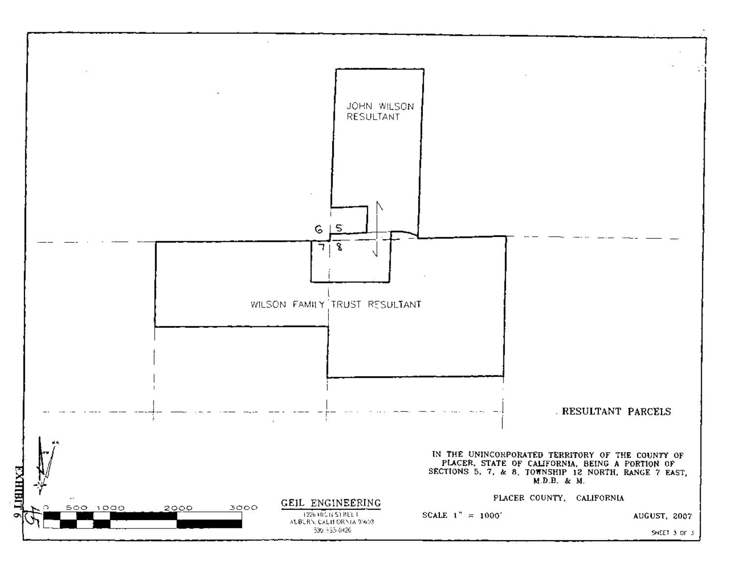JOHN WILSON RESULTANT

6 | 5

7 | 8

WILSON FAMILY TRUST RESULTANT

## RESULTANT PARCELS

IN THE UNINCORPORATED TERRITORY OF THE COUNTY OF PLACER, STATE OF CALIFORNIA, BEING A PORTION OF SECTIONS 5, 7, & 8, TOWNSHIP 12 NORTH, RANGE 7 EAST, M.D.B. & M.

PLACER COUNTY, CALIFORNIA

SCALE 1" = 1000'

AUGUST, 2007

SHEET 3 OF 3

0 500 1000 2000 3000

**GEIL ENGINEERING**

1226 HIGH STREET
AUBURN, CALIFORNIA 95603
530 885-0426

EXHIBIT 6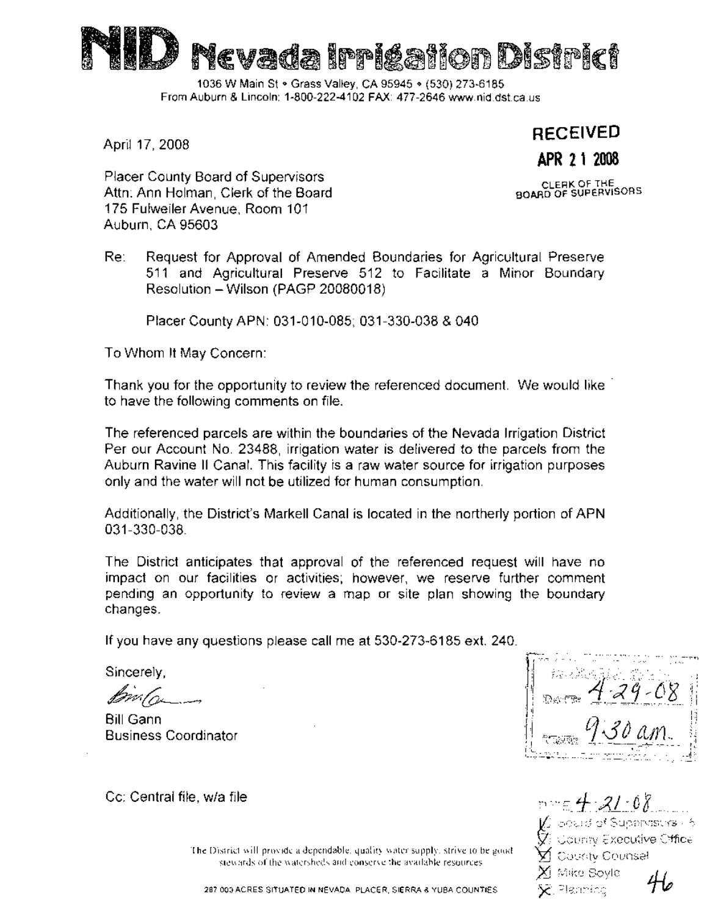# NID Nevada Irrigation District

1036 W Main St • Grass Valley, CA 95945 • (530) 273-6185
From Auburn & Lincoln: 1-800-222-4102 FAX: 477-2646 www.nid.dst.ca.us

April 17, 2008

**RECEIVED**
**APR 21 2008**
CLERK OF THE BOARD OF SUPERVISORS

Placer County Board of Supervisors
Attn: Ann Holman, Clerk of the Board
175 Fulweiler Avenue, Room 101
Auburn, CA 95603

Re: Request for Approval of Amended Boundaries for Agricultural Preserve 511 and Agricultural Preserve 512 to Facilitate a Minor Boundary Resolution – Wilson (PAGP 20080018)

Placer County APN: 031-010-085; 031-330-038 & 040

To Whom It May Concern:

Thank you for the opportunity to review the referenced document. We would like to have the following comments on file.

The referenced parcels are within the boundaries of the Nevada Irrigation District Per our Account No. 23488, irrigation water is delivered to the parcels from the Auburn Ravine II Canal. This facility is a raw water source for irrigation purposes only and the water will not be utilized for human consumption.

Additionally, the District's Markell Canal is located in the northerly portion of APN 031-330-038.

The District anticipates that approval of the referenced request will have no impact on our facilities or activities; however, we reserve further comment pending an opportunity to review a map or site plan showing the boundary changes.

If you have any questions please call me at 530-273-6185 ext. 240.

Sincerely,

Bill Gann
Business Coordinator

Date 4-29-08
Time 9:30 am.

Cc: Central file, w/a file

Date 4-21-08
☒ Board of Supervisors - 5
☒ County Executive Office
☒ County Counsel
☒ Mike Boyle
☒ Planning

46

The District will provide a dependable, quality water supply, strive to be good stewards of the watersheds and conserve the available resources

287 000 ACRES SITUATED IN NEVADA, PLACER, SIERRA & YUBA COUNTIES